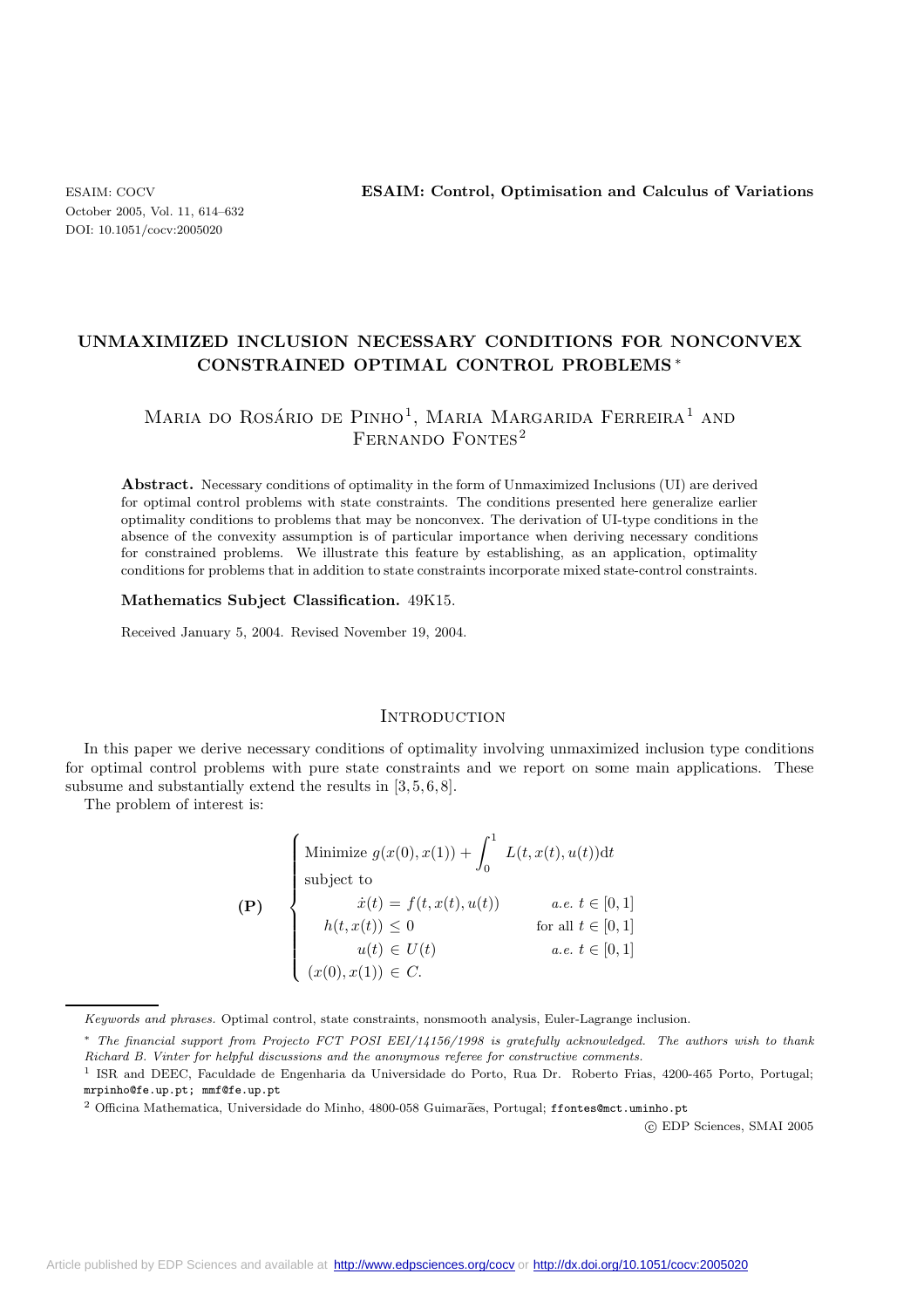# UNMAXIMIZED INCLUSION NECESSARY CONDITIONS FOR NONCONVEX CONSTRAINED OPTIMAL CONTROL PROBLEMS*

Maria do Rosário de Pinho[1], Maria Margarida Ferreira[1] and Fernando Fontes[2]

**Abstract.** Necessary conditions of optimality in the form of Unmaximized Inclusions (UI) are derived for optimal control problems with state constraints. The conditions presented here generalize earlier optimality conditions to problems that may be nonconvex. The derivation of UI-type conditions in the absence of the convexity assumption is of particular importance when deriving necessary conditions for constrained problems. We illustrate this feature by establishing, as an application, optimality conditions for problems that in addition to state constraints incorporate mixed state-control constraints.

**Mathematics Subject Classification.** 49K15.

Received January 5, 2004. Revised November 19, 2004.

## Introduction

In this paper we derive necessary conditions of optimality involving unmaximized inclusion type conditions for optimal control problems with pure state constraints and we report on some main applications. These subsume and substantially extend the results in [3, 5, 6, 8].

The problem of interest is:

$$
\textbf{(P)} \quad \begin{cases} \text{Minimize } g(x(0), x(1)) + \displaystyle\int_0^1 L(t, x(t), u(t))\mathrm{d}t \\ \text{subject to} \\ \qquad \dot{x}(t) = f(t, x(t), u(t)) & a.e.\ t \in [0,1] \\ \qquad h(t, x(t)) \leq 0 & \text{for all } t \in [0,1] \\ \qquad u(t) \in U(t) & a.e.\ t \in [0,1] \\ \quad (x(0), x(1)) \in C. \end{cases}
$$

*Keywords and phrases.* Optimal control, state constraints, nonsmooth analysis, Euler-Lagrange inclusion.

\* *The financial support from Projecto FCT POSI EEI/14156/1998 is gratefully acknowledged. The authors wish to thank Richard B. Vinter for helpful discussions and the anonymous referee for constructive comments.*

[1] ISR and DEEC, Faculdade de Engenharia da Universidade do Porto, Rua Dr. Roberto Frias, 4200-465 Porto, Portugal; mrpinho@fe.up.pt; mmf@fe.up.pt

[2] Officina Mathematica, Universidade do Minho, 4800-058 Guimarães, Portugal; ffontes@mct.uminho.pt

© EDP Sciences, SMAI 2005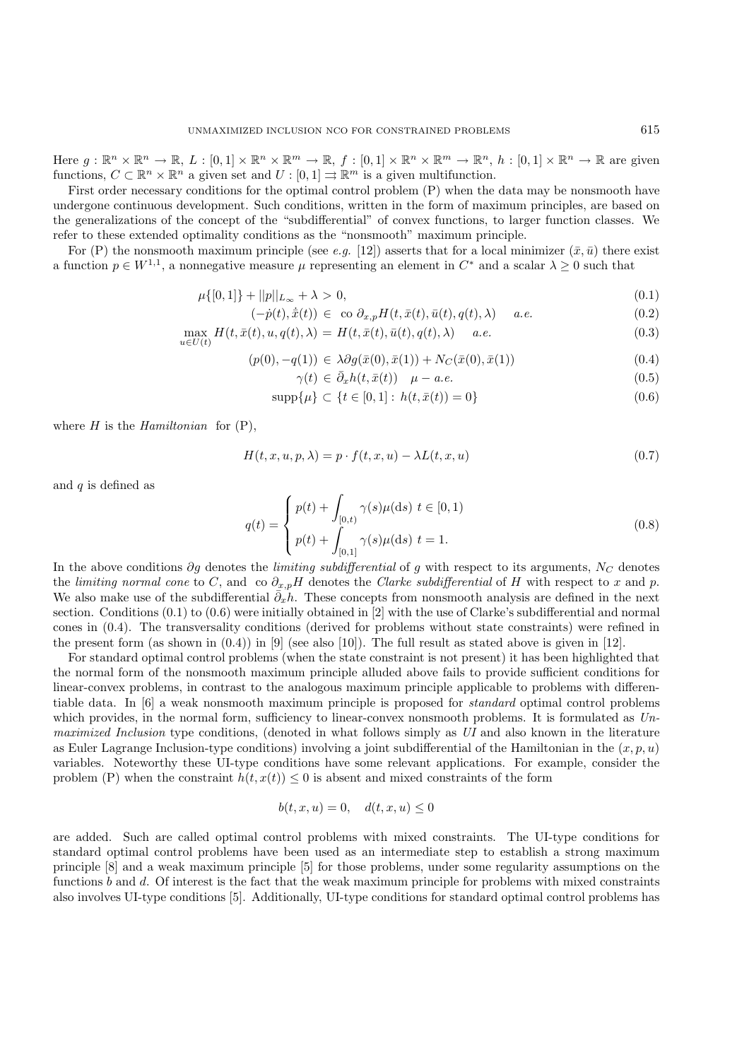Here $g : \mathbb{R}^n \times \mathbb{R}^n \to \mathbb{R}$, $L : [0,1] \times \mathbb{R}^n \times \mathbb{R}^m \to \mathbb{R}$, $f : [0,1] \times \mathbb{R}^n \times \mathbb{R}^m \to \mathbb{R}^n$, $h : [0,1] \times \mathbb{R}^n \to \mathbb{R}$ are given functions, $C \subset \mathbb{R}^n \times \mathbb{R}^n$ a given set and $U : [0,1] \rightrightarrows \mathbb{R}^m$ is a given multifunction.

First order necessary conditions for the optimal control problem (P) when the data may be nonsmooth have undergone continuous development. Such conditions, written in the form of maximum principles, are based on the generalizations of the concept of the "subdifferential" of convex functions, to larger function classes. We refer to these extended optimality conditions as the "nonsmooth" maximum principle.

For (P) the nonsmooth maximum principle (see *e.g.* [12]) asserts that for a local minimizer $(\bar{x}, \bar{u})$ there exist a function $p \in W^{1,1}$, a nonnegative measure $\mu$ representing an element in $C^*$ and a scalar $\lambda \geq 0$ such that

$$\mu\{[0,1]\} + ||p||_{L_\infty} + \lambda > 0, \tag{0.1}$$

$$(-\dot{p}(t), \dot{\bar{x}}(t)) \in \text{ co } \partial_{x,p} H(t, \bar{x}(t), \bar{u}(t), q(t), \lambda) \quad a.e. \tag{0.2}$$

$$\max_{u \in U(t)} H(t, \bar{x}(t), u, q(t), \lambda) = H(t, \bar{x}(t), \bar{u}(t), q(t), \lambda) \quad a.e. \tag{0.3}$$

$$(p(0), -q(1)) \in \lambda \partial g(\bar{x}(0), \bar{x}(1)) + N_C(\bar{x}(0), \bar{x}(1)) \tag{0.4}$$

$$\gamma(t) \in \bar{\partial}_x h(t, \bar{x}(t)) \quad \mu - a.e. \tag{0.5}$$

$$\text{supp}\{\mu\} \subset \{t \in [0,1] : \, h(t, \bar{x}(t)) = 0\} \tag{0.6}$$

where $H$ is the *Hamiltonian* for (P),

$$H(t, x, u, p, \lambda) = p \cdot f(t, x, u) - \lambda L(t, x, u) \tag{0.7}$$

and $q$ is defined as

$$q(t) = \begin{cases} p(t) + \displaystyle\int_{[0,t)} \gamma(s)\mu(\text{d}s) \;\; t \in [0,1) \\ p(t) + \displaystyle\int_{[0,1]} \gamma(s)\mu(\text{d}s) \;\; t = 1. \end{cases} \tag{0.8}$$

In the above conditions $\partial g$ denotes the *limiting subdifferential* of $g$ with respect to its arguments, $N_C$ denotes the *limiting normal cone* to $C$, and co $\partial_{x,p} H$ denotes the *Clarke subdifferential* of $H$ with respect to $x$ and $p$. We also make use of the subdifferential $\bar{\partial}_x h$. These concepts from nonsmooth analysis are defined in the next section. Conditions (0.1) to (0.6) were initially obtained in [2] with the use of Clarke's subdifferential and normal cones in (0.4). The transversality conditions (derived for problems without state constraints) were refined in the present form (as shown in (0.4)) in [9] (see also [10]). The full result as stated above is given in [12].

For standard optimal control problems (when the state constraint is not present) it has been highlighted that the normal form of the nonsmooth maximum principle alluded above fails to provide sufficient conditions for linear-convex problems, in contrast to the analogous maximum principle applicable to problems with differentiable data. In [6] a weak nonsmooth maximum principle is proposed for *standard* optimal control problems which provides, in the normal form, sufficiency to linear-convex nonsmooth problems. It is formulated as *Unmaximized Inclusion* type conditions, (denoted in what follows simply as *UI* and also known in the literature as Euler Lagrange Inclusion-type conditions) involving a joint subdifferential of the Hamiltonian in the $(x, p, u)$ variables. Noteworthy these UI-type conditions have some relevant applications. For example, consider the problem (P) when the constraint $h(t, x(t)) \leq 0$ is absent and mixed constraints of the form

$$b(t, x, u) = 0, \quad d(t, x, u) \leq 0$$

are added. Such are called optimal control problems with mixed constraints. The UI-type conditions for standard optimal control problems have been used as an intermediate step to establish a strong maximum principle [8] and a weak maximum principle [5] for those problems, under some regularity assumptions on the functions $b$ and $d$. Of interest is the fact that the weak maximum principle for problems with mixed constraints also involves UI-type conditions [5]. Additionally, UI-type conditions for standard optimal control problems has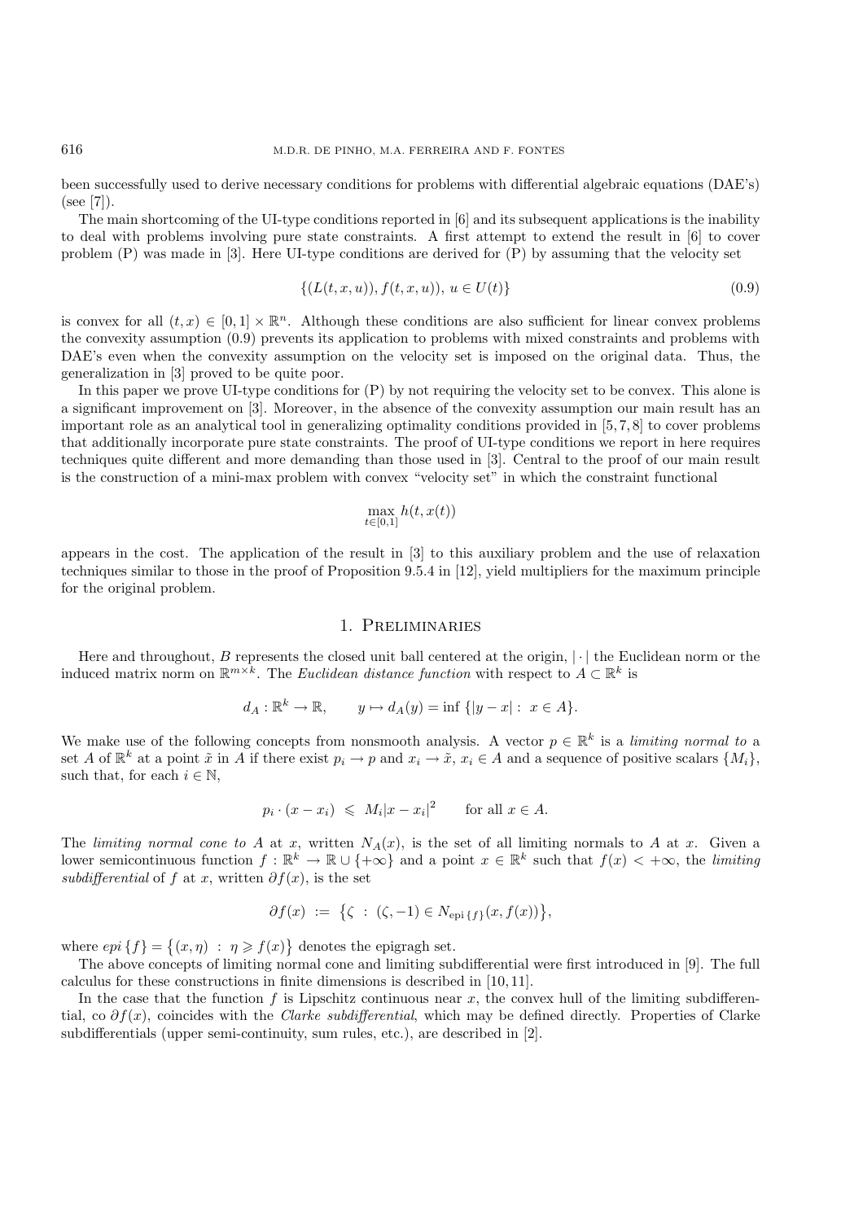been successfully used to derive necessary conditions for problems with differential algebraic equations (DAE's) (see [7]).

The main shortcoming of the UI-type conditions reported in [6] and its subsequent applications is the inability to deal with problems involving pure state constraints. A first attempt to extend the result in [6] to cover problem (P) was made in [3]. Here UI-type conditions are derived for (P) by assuming that the velocity set

$$\{(L(t,x,u)),f(t,x,u)),\ u\in U(t)\} \tag{0.9}$$

is convex for all $(t,x)\in[0,1]\times\mathbb{R}^n$. Although these conditions are also sufficient for linear convex problems the convexity assumption (0.9) prevents its application to problems with mixed constraints and problems with DAE's even when the convexity assumption on the velocity set is imposed on the original data. Thus, the generalization in [3] proved to be quite poor.

In this paper we prove UI-type conditions for (P) by not requiring the velocity set to be convex. This alone is a significant improvement on [3]. Moreover, in the absence of the convexity assumption our main result has an important role as an analytical tool in generalizing optimality conditions provided in [5, 7, 8] to cover problems that additionally incorporate pure state constraints. The proof of UI-type conditions we report in here requires techniques quite different and more demanding than those used in [3]. Central to the proof of our main result is the construction of a mini-max problem with convex "velocity set" in which the constraint functional

$$\max_{t\in[0,1]} h(t,x(t))$$

appears in the cost. The application of the result in [3] to this auxiliary problem and the use of relaxation techniques similar to those in the proof of Proposition 9.5.4 in [12], yield multipliers for the maximum principle for the original problem.

## 1. Preliminaries

Here and throughout, $B$ represents the closed unit ball centered at the origin, $|\cdot|$ the Euclidean norm or the induced matrix norm on $\mathbb{R}^{m\times k}$. The *Euclidean distance function* with respect to $A\subset\mathbb{R}^k$ is

$$d_A:\mathbb{R}^k\to\mathbb{R},\qquad y\mapsto d_A(y)=\inf\{|y-x|:\ x\in A\}.$$

We make use of the following concepts from nonsmooth analysis. A vector $p\in\mathbb{R}^k$ is a *limiting normal to* a set $A$ of $\mathbb{R}^k$ at a point $\tilde{x}$ in $A$ if there exist $p_i\to p$ and $x_i\to\tilde{x}$, $x_i\in A$ and a sequence of positive scalars $\{M_i\}$, such that, for each $i\in\mathbb{N}$,

$$p_i\cdot(x-x_i)\ \leqslant\ M_i|x-x_i|^2\qquad\text{for all } x\in A.$$

The *limiting normal cone to* $A$ at $x$, written $N_A(x)$, is the set of all limiting normals to $A$ at $x$. Given a lower semicontinuous function $f:\mathbb{R}^k\to\mathbb{R}\cup\{+\infty\}$ and a point $x\in\mathbb{R}^k$ such that $f(x)<+\infty$, the *limiting subdifferential* of $f$ at $x$, written $\partial f(x)$, is the set

$$\partial f(x)\ :=\ \left\{\zeta\ :\ (\zeta,-1)\in N_{\mathrm{epi}\,\{f\}}(x,f(x))\right\},$$

where *epi* $\{f\}=\left\{(x,\eta)\ :\ \eta\geqslant f(x)\right\}$ denotes the epigragh set.

The above concepts of limiting normal cone and limiting subdifferential were first introduced in [9]. The full calculus for these constructions in finite dimensions is described in [10, 11].

In the case that the function $f$ is Lipschitz continuous near $x$, the convex hull of the limiting subdifferential, co $\partial f(x)$, coincides with the *Clarke subdifferential*, which may be defined directly. Properties of Clarke subdifferentials (upper semi-continuity, sum rules, etc.), are described in [2].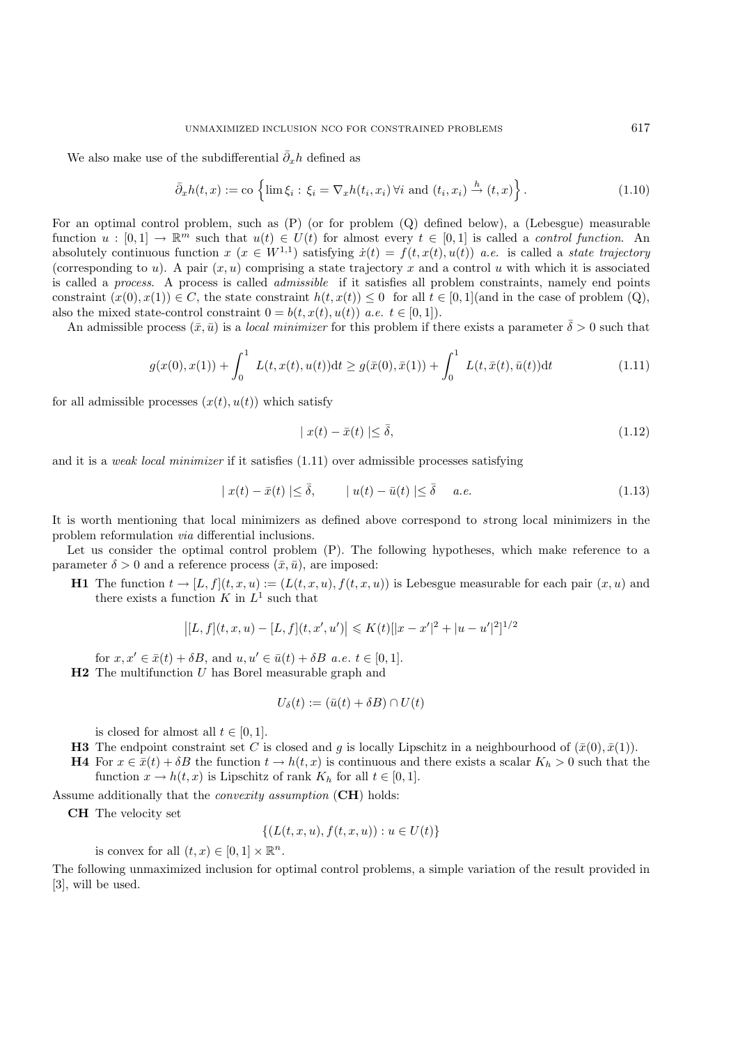We also make use of the subdifferential $\bar{\partial}_x h$ defined as

$$\bar{\partial}_x h(t,x) := \text{co}\left\{\lim \xi_i : \xi_i = \nabla_x h(t_i, x_i)\,\forall i \text{ and } (t_i, x_i) \xrightarrow{h} (t,x)\right\}. \tag{1.10}$$

For an optimal control problem, such as (P) (or for problem (Q) defined below), a (Lebesgue) measurable function $u : [0,1] \to \mathbb{R}^m$ such that $u(t) \in U(t)$ for almost every $t \in [0,1]$ is called a *control function*. An absolutely continuous function $x$ ($x \in W^{1,1}$) satisfying $\dot{x}(t) = f(t, x(t), u(t))$ *a.e.* is called a *state trajectory* (corresponding to $u$). A pair $(x, u)$ comprising a state trajectory $x$ and a control $u$ with which it is associated is called a *process*. A process is called *admissible* if it satisfies all problem constraints, namely end points constraint $(x(0), x(1)) \in C$, the state constraint $h(t, x(t)) \le 0$ for all $t \in [0,1]$(and in the case of problem (Q), also the mixed state-control constraint $0 = b(t, x(t), u(t))$ *a.e.* $t \in [0,1]$).

An admissible process $(\bar{x}, \bar{u})$ is a *local minimizer* for this problem if there exists a parameter $\bar{\delta} > 0$ such that

$$g(x(0), x(1)) + \int_0^1 L(t, x(t), u(t))\mathrm{d}t \ge g(\bar{x}(0), \bar{x}(1)) + \int_0^1 L(t, \bar{x}(t), \bar{u}(t))\mathrm{d}t \tag{1.11}$$

for all admissible processes $(x(t), u(t))$ which satisfy

$$| x(t) - \bar{x}(t) | \le \bar{\delta}, \tag{1.12}$$

and it is a *weak local minimizer* if it satisfies (1.11) over admissible processes satisfying

$$| x(t) - \bar{x}(t) | \le \bar{\delta}, \qquad | u(t) - \bar{u}(t) | \le \bar{\delta} \quad \textit{a.e.} \tag{1.13}$$

It is worth mentioning that local minimizers as defined above correspond to *s*trong local minimizers in the problem reformulation *via* differential inclusions.

Let us consider the optimal control problem (P). The following hypotheses, which make reference to a parameter $\delta > 0$ and a reference process $(\bar{x}, \bar{u})$, are imposed:

**H1** The function $t \to [L, f](t, x, u) := (L(t, x, u), f(t, x, u))$ is Lebesgue measurable for each pair $(x, u)$ and there exists a function $K$ in $L^1$ such that

$$\left|[L, f](t, x, u) - [L, f](t, x', u')\right| \leqslant K(t)[|x - x'|^2 + |u - u'|^2]^{1/2}$$

for $x, x' \in \bar{x}(t) + \delta B$, and $u, u' \in \bar{u}(t) + \delta B$ *a.e.* $t \in [0,1]$.

**H2** The multifunction $U$ has Borel measurable graph and

$$U_\delta(t) := (\bar{u}(t) + \delta B) \cap U(t)$$

is closed for almost all $t \in [0,1]$.

**H3** The endpoint constraint set $C$ is closed and $g$ is locally Lipschitz in a neighbourhood of $(\bar{x}(0), \bar{x}(1))$.

**H4** For $x \in \bar{x}(t) + \delta B$ the function $t \to h(t, x)$ is continuous and there exists a scalar $K_h > 0$ such that the function $x \to h(t, x)$ is Lipschitz of rank $K_h$ for all $t \in [0,1]$.

Assume additionally that the *convexity assumption* (**CH**) holds:

**CH** The velocity set

$$\{(L(t, x, u), f(t, x, u)) : u \in U(t)\}$$

is convex for all $(t, x) \in [0,1] \times \mathbb{R}^n$.

The following unmaximized inclusion for optimal control problems, a simple variation of the result provided in [3], will be used.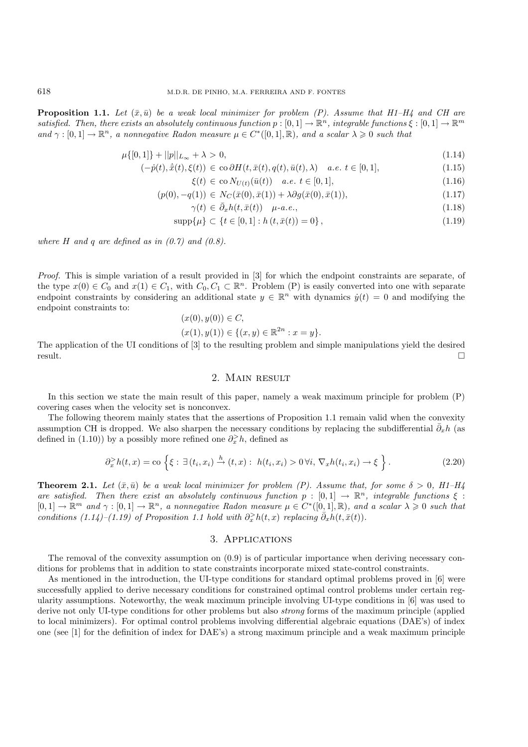**Proposition 1.1.** *Let $(\bar{x},\bar{u})$ be a weak local minimizer for problem (P). Assume that H1–H4 and CH are satisfied. Then, there exists an absolutely continuous function $p:[0,1]\to\mathbb{R}^n$, integrable functions $\xi:[0,1]\to\mathbb{R}^m$ and $\gamma:[0,1]\to\mathbb{R}^n$, a nonnegative Radon measure $\mu\in C^*([0,1],\mathbb{R})$, and a scalar $\lambda\geqslant 0$ such that*

$$\mu\{[0,1]\}+||p||_{L_\infty}+\lambda>0, \tag{1.14}$$

$$(-\dot{p}(t),\dot{\bar{x}}(t),\xi(t))\in \operatorname{co}\partial H(t,\bar{x}(t),q(t),\bar{u}(t),\lambda)\quad a.e.\ t\in[0,1], \tag{1.15}$$

$$\xi(t)\in \operatorname{co}N_{U(t)}(\bar{u}(t))\quad a.e.\ t\in[0,1], \tag{1.16}$$

$$(p(0),-q(1))\in N_C(\bar{x}(0),\bar{x}(1))+\lambda\partial g(\bar{x}(0),\bar{x}(1)), \tag{1.17}$$

$$\gamma(t)\in\bar{\partial}_x h(t,\bar{x}(t))\quad \mu\text{-}a.e., \tag{1.18}$$

$$\operatorname{supp}\{\mu\}\subset\{t\in[0,1]:h(t,\bar{x}(t))=0\}, \tag{1.19}$$

*where $H$ and $q$ are defined as in (0.7) and (0.8).*

*Proof.* This is simple variation of a result provided in [3] for which the endpoint constraints are separate, of the type $x(0)\in C_0$ and $x(1)\in C_1$, with $C_0,C_1\subset\mathbb{R}^n$. Problem (P) is easily converted into one with separate endpoint constraints by considering an additional state $y\in\mathbb{R}^n$ with dynamics $\dot{y}(t)=0$ and modifying the endpoint constraints to:

$$(x(0),y(0))\in C,$$
$$(x(1),y(1))\in\{(x,y)\in\mathbb{R}^{2n}:x=y\}.$$

The application of the UI conditions of [3] to the resulting problem and simple manipulations yield the desired result. □

## 2. Main result

In this section we state the main result of this paper, namely a weak maximum principle for problem (P) covering cases when the velocity set is nonconvex.

The following theorem mainly states that the assertions of Proposition 1.1 remain valid when the convexity assumption CH is dropped. We also sharpen the necessary conditions by replacing the subdifferential $\bar{\partial}_x h$ (as defined in (1.10)) by a possibly more refined one $\partial_x^{>}h$, defined as

$$\partial_x^{>}h(t,x)=\operatorname{co}\left\{\xi:\ \exists\,(t_i,x_i)\xrightarrow{h}(t,x):\ h(t_i,x_i)>0\,\forall i,\ \nabla_x h(t_i,x_i)\to\xi\right\}. \tag{2.20}$$

**Theorem 2.1.** *Let $(\bar{x},\bar{u})$ be a weak local minimizer for problem (P). Assume that, for some $\delta>0$, H1–H4 are satisfied. Then there exist an absolutely continuous function $p:[0,1]\to\mathbb{R}^n$, integrable functions $\xi:[0,1]\to\mathbb{R}^m$ and $\gamma:[0,1]\to\mathbb{R}^n$, a nonnegative Radon measure $\mu\in C^*([0,1],\mathbb{R})$, and a scalar $\lambda\geqslant 0$ such that conditions (1.14)–(1.19) of Proposition 1.1 hold with $\partial_x^{>}h(t,x)$ replacing $\bar{\partial}_x h(t,\bar{x}(t))$.*

## 3. Applications

The removal of the convexity assumption on (0.9) is of particular importance when deriving necessary conditions for problems that in addition to state constraints incorporate mixed state-control constraints.

As mentioned in the introduction, the UI-type conditions for standard optimal problems proved in [6] were successfully applied to derive necessary conditions for constrained optimal control problems under certain regularity assumptions. Noteworthy, the weak maximum principle involving UI-type conditions in [6] was used to derive not only UI-type conditions for other problems but also *strong* forms of the maximum principle (applied to local minimizers). For optimal control problems involving differential algebraic equations (DAE's) of index one (see [1] for the definition of index for DAE's) a strong maximum principle and a weak maximum principle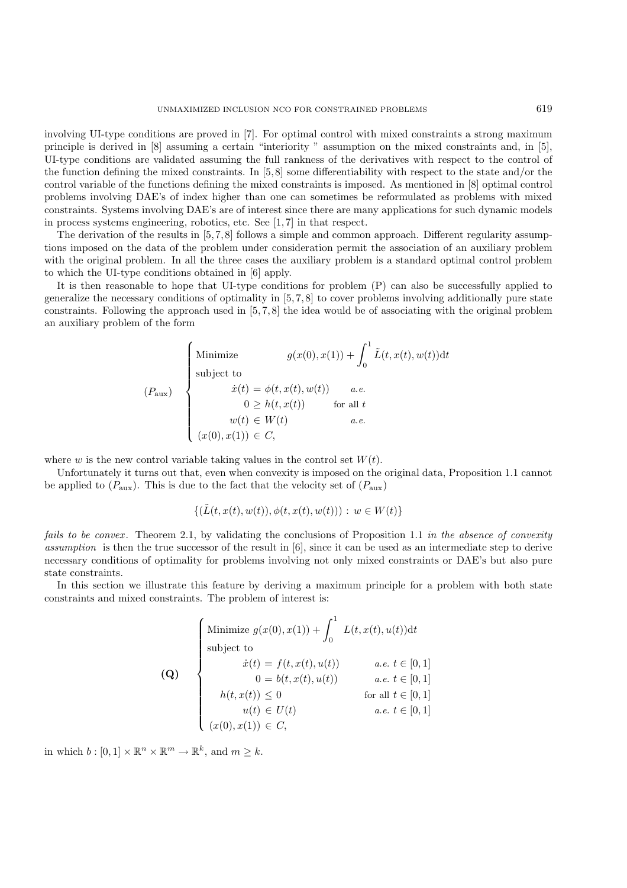involving UI-type conditions are proved in [7]. For optimal control with mixed constraints a strong maximum principle is derived in [8] assuming a certain "interiority " assumption on the mixed constraints and, in [5], UI-type conditions are validated assuming the full rankness of the derivatives with respect to the control of the function defining the mixed constraints. In [5,8] some differentiability with respect to the state and/or the control variable of the functions defining the mixed constraints is imposed. As mentioned in [8] optimal control problems involving DAE's of index higher than one can sometimes be reformulated as problems with mixed constraints. Systems involving DAE's are of interest since there are many applications for such dynamic models in process systems engineering, robotics, etc. See [1,7] in that respect.

The derivation of the results in [5,7,8] follows a simple and common approach. Different regularity assumptions imposed on the data of the problem under consideration permit the association of an auxiliary problem with the original problem. In all the three cases the auxiliary problem is a standard optimal control problem to which the UI-type conditions obtained in [6] apply.

It is then reasonable to hope that UI-type conditions for problem (P) can also be successfully applied to generalize the necessary conditions of optimality in [5,7,8] to cover problems involving additionally pure state constraints. Following the approach used in [5,7,8] the idea would be of associating with the original problem an auxiliary problem of the form

$$
(P_{\text{aux}}) \quad \begin{cases} \text{Minimize} \qquad g(x(0),x(1)) + \displaystyle\int_0^1 \tilde{L}(t,x(t),w(t))\mathrm{d}t \\ \text{subject to} \\ \qquad \dot{x}(t) = \phi(t,x(t),w(t)) \qquad a.e. \\ \qquad\quad 0 \geq h(t,x(t)) \qquad \text{for all } t \\ \qquad w(t) \in W(t) \qquad a.e. \\ (x(0),x(1)) \in C, \end{cases}
$$

where $w$ is the new control variable taking values in the control set $W(t)$.

Unfortunately it turns out that, even when convexity is imposed on the original data, Proposition 1.1 cannot be applied to $(P_{\text{aux}})$. This is due to the fact that the velocity set of $(P_{\text{aux}})$

$$
\{(\tilde{L}(t,x(t),w(t)),\phi(t,x(t),w(t))) : w \in W(t)\}
$$

*fails to be convex*. Theorem 2.1, by validating the conclusions of Proposition 1.1 *in the absence of convexity assumption* is then the true successor of the result in [6], since it can be used as an intermediate step to derive necessary conditions of optimality for problems involving not only mixed constraints or DAE's but also pure state constraints.

In this section we illustrate this feature by deriving a maximum principle for a problem with both state constraints and mixed constraints. The problem of interest is:

$$
\textbf{(Q)} \quad \begin{cases} \text{Minimize } g(x(0),x(1)) + \displaystyle\int_0^1 L(t,x(t),u(t))\mathrm{d}t \\ \text{subject to} \\ \qquad \dot{x}(t) = f(t,x(t),u(t)) \qquad a.e.\ t \in [0,1] \\ \qquad\quad 0 = b(t,x(t),u(t)) \qquad a.e.\ t \in [0,1] \\ \quad h(t,x(t)) \leq 0 \qquad \text{for all } t \in [0,1] \\ \qquad u(t) \in U(t) \qquad a.e.\ t \in [0,1] \\ (x(0),x(1)) \in C, \end{cases}
$$

in which $b : [0,1] \times \mathbb{R}^n \times \mathbb{R}^m \to \mathbb{R}^k$, and $m \geq k$.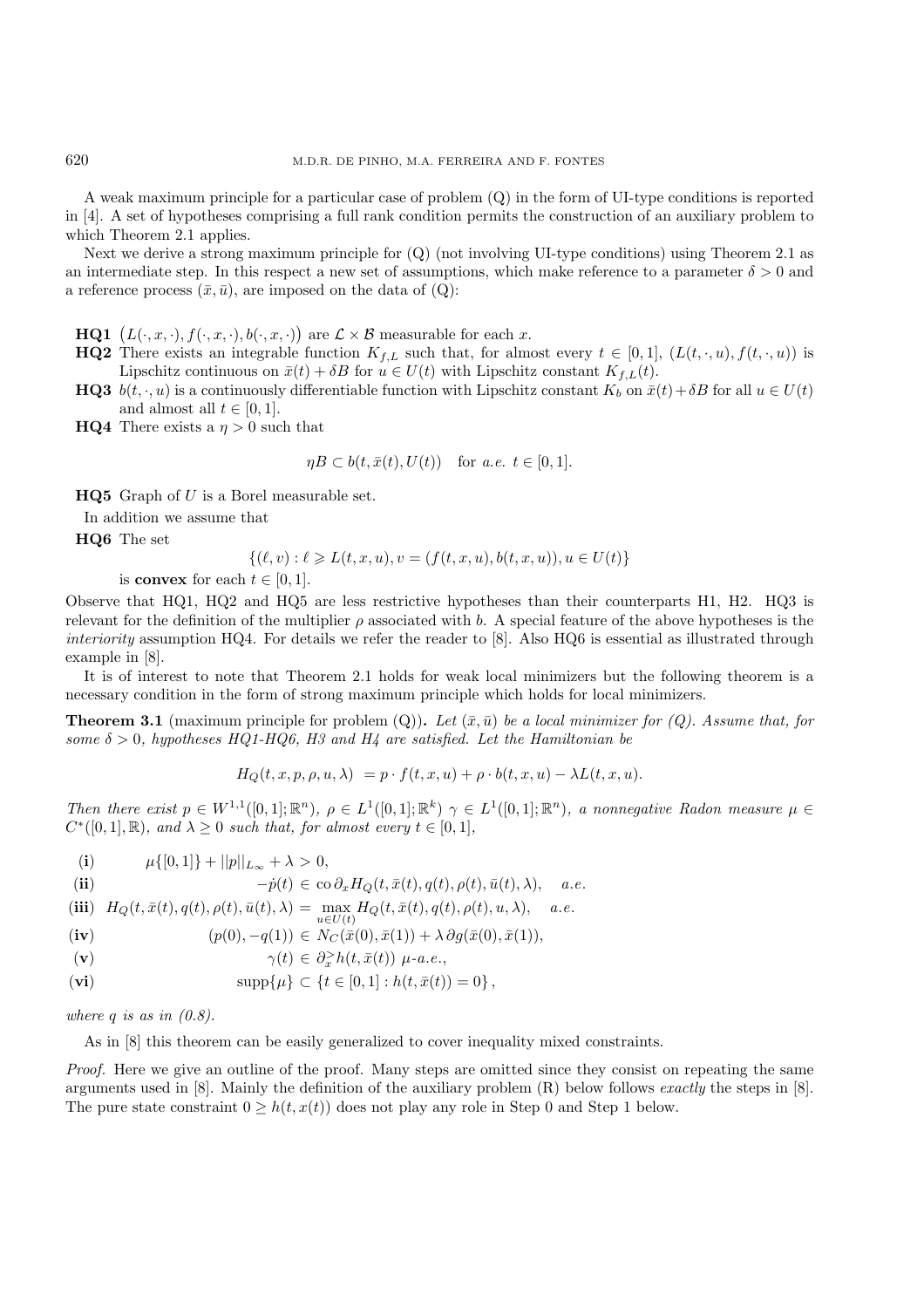A weak maximum principle for a particular case of problem (Q) in the form of UI-type conditions is reported in [4]. A set of hypotheses comprising a full rank condition permits the construction of an auxiliary problem to which Theorem 2.1 applies.

Next we derive a strong maximum principle for (Q) (not involving UI-type conditions) using Theorem 2.1 as an intermediate step. In this respect a new set of assumptions, which make reference to a parameter $\delta > 0$ and a reference process $(\bar{x}, \bar{u})$, are imposed on the data of (Q):

**HQ1** $\big(L(\cdot, x, \cdot), f(\cdot, x, \cdot), b(\cdot, x, \cdot)\big)$ are $\mathcal{L} \times \mathcal{B}$ measurable for each $x$.

**HQ2** There exists an integrable function $K_{f,L}$ such that, for almost every $t \in [0,1]$, $(L(t, \cdot, u), f(t, \cdot, u))$ is Lipschitz continuous on $\bar{x}(t) + \delta B$ for $u \in U(t)$ with Lipschitz constant $K_{f,L}(t)$.

**HQ3** $b(t, \cdot, u)$ is a continuously differentiable function with Lipschitz constant $K_b$ on $\bar{x}(t) + \delta B$ for all $u \in U(t)$ and almost all $t \in [0,1]$.

**HQ4** There exists a $\eta > 0$ such that

$$\eta B \subset b(t, \bar{x}(t), U(t)) \quad \text{for } a.e. \ t \in [0,1].$$

**HQ5** Graph of $U$ is a Borel measurable set.

In addition we assume that

**HQ6** The set

$$\{(\ell, v) : \ell \geqslant L(t, x, u), v = (f(t, x, u), b(t, x, u)), u \in U(t)\}$$

is **convex** for each $t \in [0,1]$.

Observe that HQ1, HQ2 and HQ5 are less restrictive hypotheses than their counterparts H1, H2. HQ3 is relevant for the definition of the multiplier $\rho$ associated with $b$. A special feature of the above hypotheses is the *interiority* assumption HQ4. For details we refer the reader to [8]. Also HQ6 is essential as illustrated through example in [8].

It is of interest to note that Theorem 2.1 holds for weak local minimizers but the following theorem is a necessary condition in the form of strong maximum principle which holds for local minimizers.

**Theorem 3.1** (maximum principle for problem (Q))**.** *Let $(\bar{x}, \bar{u})$ be a local minimizer for (Q). Assume that, for some $\delta > 0$, hypotheses HQ1-HQ6, H3 and H4 are satisfied. Let the Hamiltonian be*

$$H_Q(t, x, p, \rho, u, \lambda) = p \cdot f(t, x, u) + \rho \cdot b(t, x, u) - \lambda L(t, x, u).$$

*Then there exist $p \in W^{1,1}([0,1]; \mathbb{R}^n)$, $\rho \in L^1([0,1]; \mathbb{R}^k)$ $\gamma \in L^1([0,1]; \mathbb{R}^n)$, a nonnegative Radon measure $\mu \in C^*([0,1], \mathbb{R})$, and $\lambda \geq 0$ such that, for almost every $t \in [0,1]$,*

**(i)** $\mu\{[0,1]\} + ||p||_{L_\infty} + \lambda > 0,$

**(ii)** $-\dot{p}(t) \in \operatorname{co} \partial_x H_Q(t, \bar{x}(t), q(t), \rho(t), \bar{u}(t), \lambda), \quad a.e.$

**(iii)** $H_Q(t, \bar{x}(t), q(t), \rho(t), \bar{u}(t), \lambda) = \max\limits_{u \in U(t)} H_Q(t, \bar{x}(t), q(t), \rho(t), u, \lambda), \quad a.e.$

**(iv)** $(p(0), -q(1)) \in N_C(\bar{x}(0), \bar{x}(1)) + \lambda\, \partial g(\bar{x}(0), \bar{x}(1)),$

**(v)** $\gamma(t) \in \partial_x^> h(t, \bar{x}(t))$ $\mu$*-a.e.*,

**(vi)** $\operatorname{supp}\{\mu\} \subset \{t \in [0,1] : h(t, \bar{x}(t)) = 0\},$

*where $q$ is as in (0.8).*

As in [8] this theorem can be easily generalized to cover inequality mixed constraints.

*Proof.* Here we give an outline of the proof. Many steps are omitted since they consist on repeating the same arguments used in [8]. Mainly the definition of the auxiliary problem (R) below follows *exactly* the steps in [8]. The pure state constraint $0 \geq h(t, x(t))$ does not play any role in Step 0 and Step 1 below.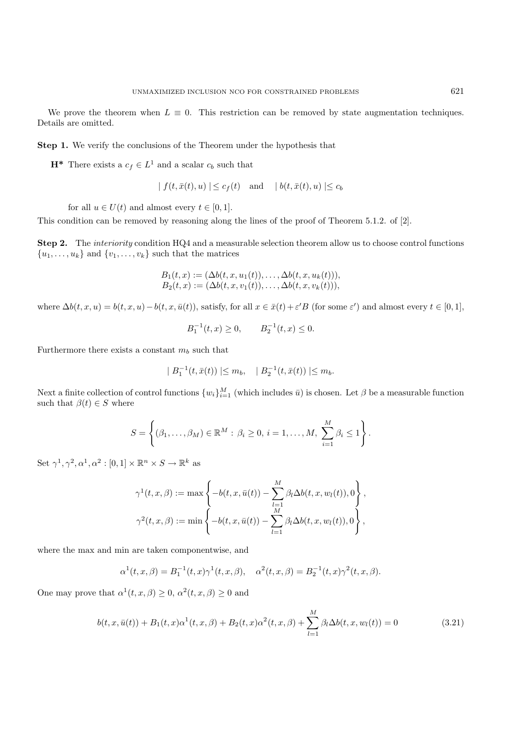We prove the theorem when $L \equiv 0$. This restriction can be removed by state augmentation techniques. Details are omitted.

**Step 1.** We verify the conclusions of the Theorem under the hypothesis that

**H*** There exists a $c_f \in L^1$ and a scalar $c_b$ such that

$$| f(t, \bar{x}(t), u) | \leq c_f(t) \quad \text{and} \quad | b(t, \bar{x}(t), u) | \leq c_b$$

for all $u \in U(t)$ and almost every $t \in [0, 1]$.

This condition can be removed by reasoning along the lines of the proof of Theorem 5.1.2. of [2].

**Step 2.** The *interiority* condition HQ4 and a measurable selection theorem allow us to choose control functions $\{u_1, \ldots, u_k\}$ and $\{v_1, \ldots, v_k\}$ such that the matrices

$$B_1(t, x) := (\Delta b(t, x, u_1(t)), \ldots, \Delta b(t, x, u_k(t))),$$
$$B_2(t, x) := (\Delta b(t, x, v_1(t)), \ldots, \Delta b(t, x, v_k(t))),$$

where $\Delta b(t, x, u) = b(t, x, u) - b(t, x, \bar{u}(t))$, satisfy, for all $x \in \bar{x}(t) + \varepsilon' B$ (for some $\varepsilon'$) and almost every $t \in [0, 1]$,

$$B_1^{-1}(t, x) \geq 0, \qquad B_2^{-1}(t, x) \leq 0.$$

Furthermore there exists a constant $m_b$ such that

$$| B_1^{-1}(t, \bar{x}(t)) | \leq m_b, \quad | B_2^{-1}(t, \bar{x}(t)) | \leq m_b.$$

Next a finite collection of control functions $\{w_i\}_{i=1}^M$ (which includes $\bar{u}$) is chosen. Let $\beta$ be a measurable function such that $\beta(t) \in S$ where

$$S = \left\{ (\beta_1, \ldots, \beta_M) \in \mathbb{R}^M : \beta_i \geq 0, \, i = 1, \ldots, M, \, \sum_{i=1}^M \beta_i \leq 1 \right\}.$$

Set $\gamma^1, \gamma^2, \alpha^1, \alpha^2 : [0, 1] \times \mathbb{R}^n \times S \to \mathbb{R}^k$ as

$$\gamma^1(t, x, \beta) := \max \left\{ -b(t, x, \bar{u}(t)) - \sum_{l=1}^M \beta_l \Delta b(t, x, w_l(t)), 0 \right\},$$
$$\gamma^2(t, x, \beta) := \min \left\{ -b(t, x, \bar{u}(t)) - \sum_{l=1}^M \beta_l \Delta b(t, x, w_l(t)), 0 \right\},$$

where the max and min are taken componentwise, and

$$\alpha^1(t, x, \beta) = B_1^{-1}(t, x) \gamma^1(t, x, \beta), \quad \alpha^2(t, x, \beta) = B_2^{-1}(t, x) \gamma^2(t, x, \beta).$$

One may prove that $\alpha^1(t, x, \beta) \geq 0$, $\alpha^2(t, x, \beta) \geq 0$ and

$$b(t, x, \bar{u}(t)) + B_1(t, x) \alpha^1(t, x, \beta) + B_2(t, x) \alpha^2(t, x, \beta) + \sum_{l=1}^M \beta_l \Delta b(t, x, w_l(t)) = 0 \tag{3.21}$$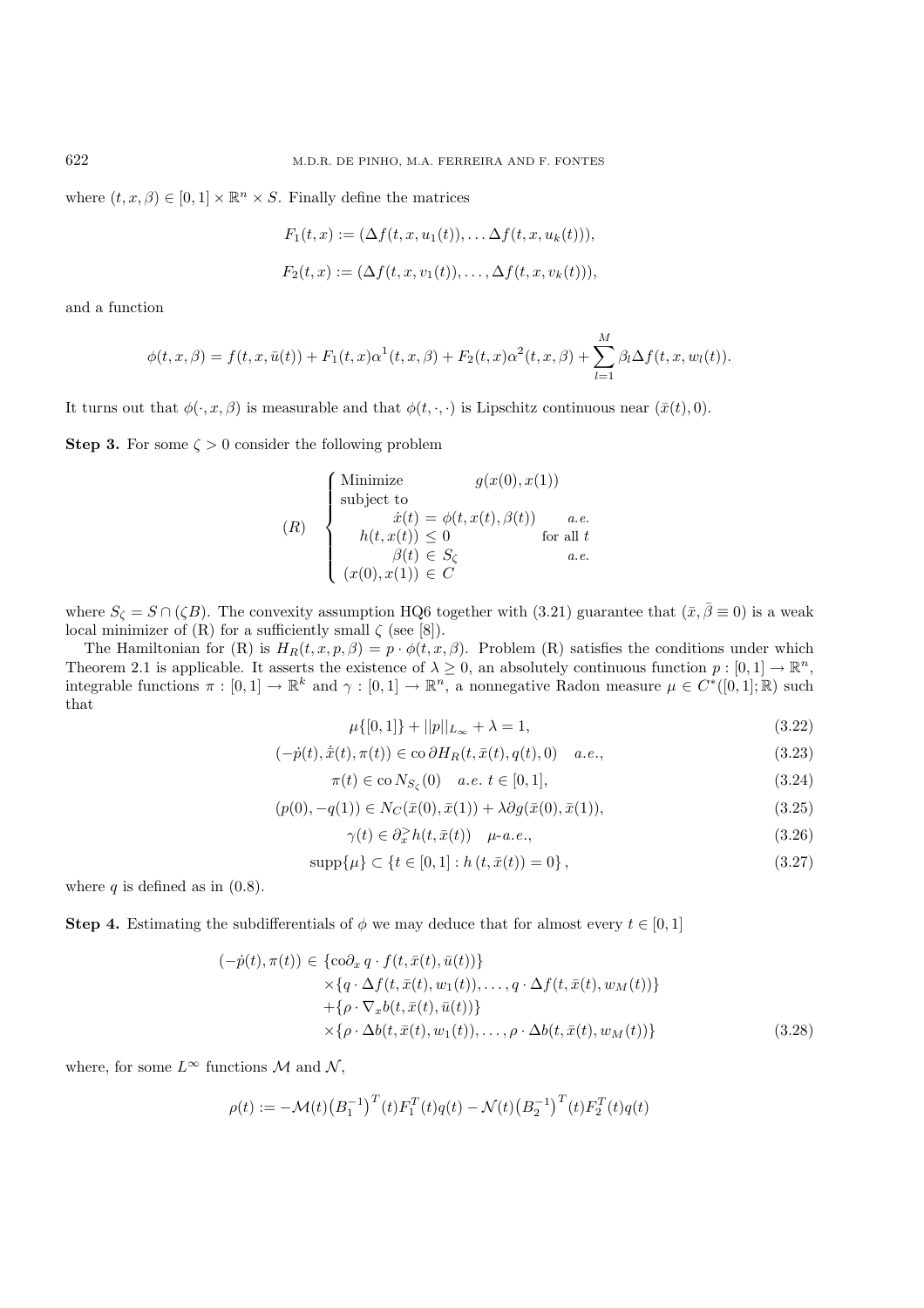where $(t, x, \beta) \in [0,1] \times \mathbb{R}^n \times S$. Finally define the matrices

$$F_1(t,x) := (\Delta f(t,x,u_1(t)), \ldots \Delta f(t,x,u_k(t))),$$

$$F_2(t,x) := (\Delta f(t,x,v_1(t)), \ldots, \Delta f(t,x,v_k(t))),$$

and a function

$$\phi(t,x,\beta) = f(t,x,\bar{u}(t)) + F_1(t,x)\alpha^1(t,x,\beta) + F_2(t,x)\alpha^2(t,x,\beta) + \sum_{l=1}^{M} \beta_l \Delta f(t,x,w_l(t)).$$

It turns out that $\phi(\cdot, x, \beta)$ is measurable and that $\phi(t, \cdot, \cdot)$ is Lipschitz continuous near $(\bar{x}(t), 0)$.

**Step 3.** For some $\zeta > 0$ consider the following problem

$$(R) \quad \begin{cases} \text{Minimize} & g(x(0), x(1)) \\ \text{subject to} & \\ \quad \dot{x}(t) = \phi(t, x(t), \beta(t)) & a.e. \\ \quad h(t, x(t)) \leq 0 & \text{for all } t \\ \quad \beta(t) \in S_\zeta & a.e. \\ \quad (x(0), x(1)) \in C & \end{cases}$$

where $S_\zeta = S \cap (\zeta B)$. The convexity assumption HQ6 together with (3.21) guarantee that $(\bar{x}, \bar{\beta} \equiv 0)$ is a weak local minimizer of (R) for a sufficiently small $\zeta$ (see [8]).

The Hamiltonian for (R) is $H_R(t,x,p,\beta) = p \cdot \phi(t,x,\beta)$. Problem (R) satisfies the conditions under which Theorem 2.1 is applicable. It asserts the existence of $\lambda \geq 0$, an absolutely continuous function $p : [0,1] \to \mathbb{R}^n$, integrable functions $\pi : [0,1] \to \mathbb{R}^k$ and $\gamma : [0,1] \to \mathbb{R}^n$, a nonnegative Radon measure $\mu \in C^*([0,1];\mathbb{R})$ such that

$$\mu\{[0,1]\} + ||p||_{L_\infty} + \lambda = 1, \tag{3.22}$$

$$(-\dot{p}(t), \dot{x}(t), \pi(t)) \in \operatorname{co} \partial H_R(t, \bar{x}(t), q(t), 0) \quad a.e., \tag{3.23}$$

$$\pi(t) \in \operatorname{co} N_{S_\zeta}(0) \quad a.e.\ t \in [0,1], \tag{3.24}$$

$$(p(0), -q(1)) \in N_C(\bar{x}(0), \bar{x}(1)) + \lambda \partial g(\bar{x}(0), \bar{x}(1)), \tag{3.25}$$

$$\gamma(t) \in \partial_x^{>} h(t, \bar{x}(t)) \quad \mu\text{-}a.e., \tag{3.26}$$

$$\operatorname{supp}\{\mu\} \subset \{t \in [0,1] : h(t, \bar{x}(t)) = 0\}, \tag{3.27}$$

where $q$ is defined as in (0.8).

**Step 4.** Estimating the subdifferentials of $\phi$ we may deduce that for almost every $t \in [0,1]$

$$\begin{aligned}(-\dot{p}(t), \pi(t)) \in\ & \{\operatorname{co}\partial_x\, q \cdot f(t, \bar{x}(t), \bar{u}(t))\} \\ & \times \{q \cdot \Delta f(t, \bar{x}(t), w_1(t)), \ldots, q \cdot \Delta f(t, \bar{x}(t), w_M(t))\} \\ & + \{\rho \cdot \nabla_x b(t, \bar{x}(t), \bar{u}(t))\} \\ & \times \{\rho \cdot \Delta b(t, \bar{x}(t), w_1(t)), \ldots, \rho \cdot \Delta b(t, \bar{x}(t), w_M(t))\}\end{aligned} \tag{3.28}$$

where, for some $L^\infty$ functions $\mathcal{M}$ and $\mathcal{N}$,

$$\rho(t) := -\mathcal{M}(t) \left(B_1^{-1}\right)^T(t) F_1^T(t) q(t) - \mathcal{N}(t) \left(B_2^{-1}\right)^T(t) F_2^T(t) q(t)$$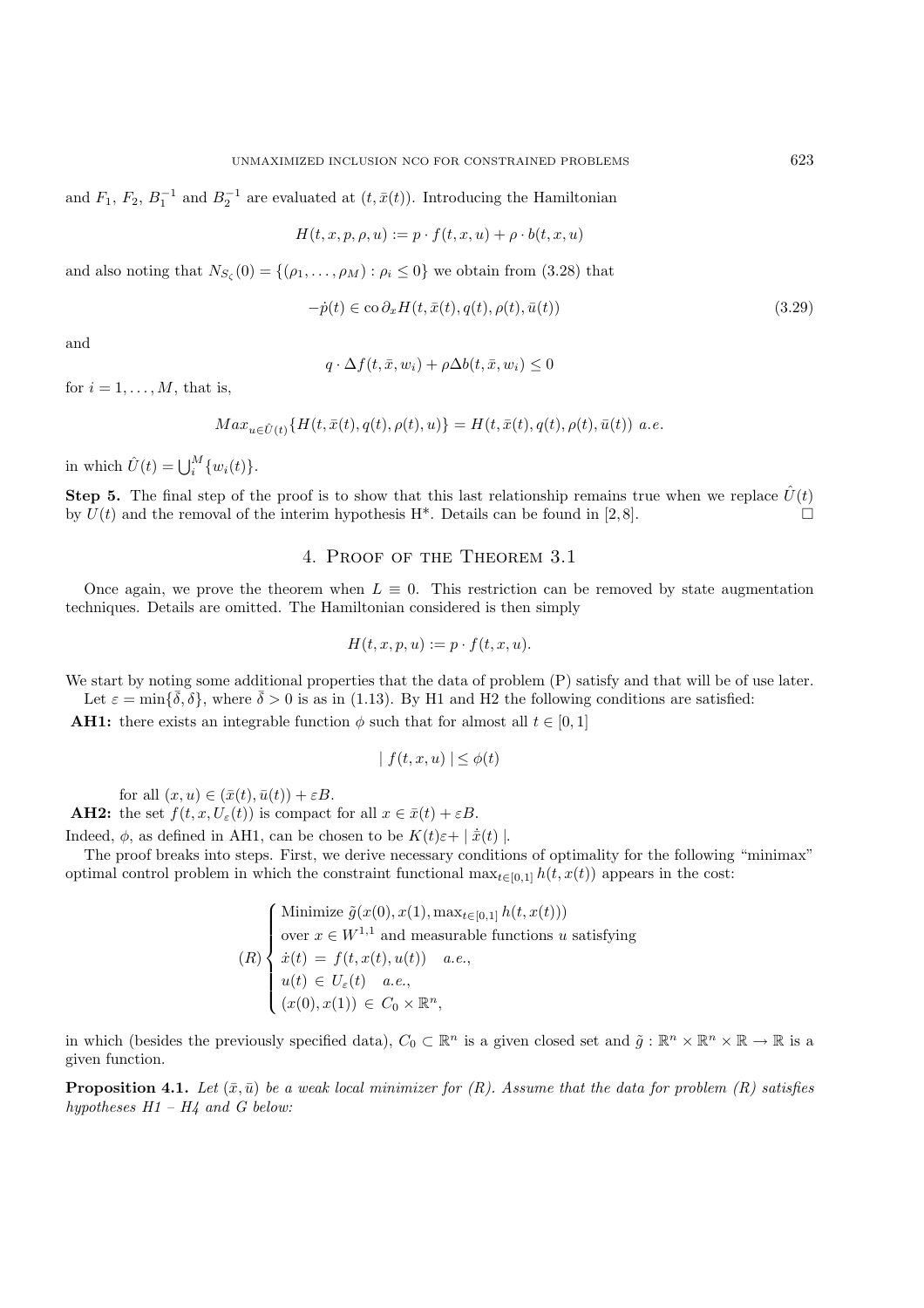and $F_1$, $F_2$, $B_1^{-1}$ and $B_2^{-1}$ are evaluated at $(t, \bar{x}(t))$. Introducing the Hamiltonian

$$H(t, x, p, \rho, u) := p \cdot f(t, x, u) + \rho \cdot b(t, x, u)$$

and also noting that $N_{S_\zeta}(0) = \{(\rho_1, \dots, \rho_M) : \rho_i \leq 0\}$ we obtain from (3.28) that

$$-\dot{p}(t) \in \operatorname{co} \partial_x H(t, \bar{x}(t), q(t), \rho(t), \bar{u}(t)) \tag{3.29}$$

and

$$q \cdot \Delta f(t, \bar{x}, w_i) + \rho \Delta b(t, \bar{x}, w_i) \leq 0$$

for $i = 1, \dots, M$, that is,

$$Max_{u \in \hat{U}(t)} \{H(t, \bar{x}(t), q(t), \rho(t), u)\} = H(t, \bar{x}(t), q(t), \rho(t), \bar{u}(t)) \ a.e.$$

in which $\hat{U}(t) = \bigcup_i^M \{w_i(t)\}$.

**Step 5.** The final step of the proof is to show that this last relationship remains true when we replace $\hat{U}(t)$ by $U(t)$ and the removal of the interim hypothesis H*. Details can be found in [2, 8]. $\square$

## 4. Proof of the Theorem 3.1

Once again, we prove the theorem when $L \equiv 0$. This restriction can be removed by state augmentation techniques. Details are omitted. The Hamiltonian considered is then simply

$$H(t, x, p, u) := p \cdot f(t, x, u).$$

We start by noting some additional properties that the data of problem (P) satisfy and that will be of use later.

Let $\varepsilon = \min\{\bar{\delta}, \delta\}$, where $\bar{\delta} > 0$ is as in (1.13). By H1 and H2 the following conditions are satisfied:

**AH1:** there exists an integrable function $\phi$ such that for almost all $t \in [0, 1]$

$$| f(t, x, u) | \leq \phi(t)$$

for all $(x, u) \in (\bar{x}(t), \bar{u}(t)) + \varepsilon B$.

**AH2:** the set $f(t, x, U_\varepsilon(t))$ is compact for all $x \in \bar{x}(t) + \varepsilon B$.

Indeed, $\phi$, as defined in AH1, can be chosen to be $K(t)\varepsilon + | \dot{\bar{x}}(t) |$.

The proof breaks into steps. First, we derive necessary conditions of optimality for the following "minimax" optimal control problem in which the constraint functional $\max_{t \in [0,1]} h(t, x(t))$ appears in the cost:

$$(R) \begin{cases} \text{Minimize } \tilde{g}(x(0), x(1), \max_{t \in [0,1]} h(t, x(t))) \\ \text{over } x \in W^{1,1} \text{ and measurable functions } u \text{ satisfying} \\ \dot{x}(t) = f(t, x(t), u(t)) \quad a.e., \\ u(t) \in U_\varepsilon(t) \quad a.e., \\ (x(0), x(1)) \in C_0 \times \mathbb{R}^n, \end{cases}$$

in which (besides the previously specified data), $C_0 \subset \mathbb{R}^n$ is a given closed set and $\tilde{g} : \mathbb{R}^n \times \mathbb{R}^n \times \mathbb{R} \to \mathbb{R}$ is a given function.

**Proposition 4.1.** *Let $(\bar{x}, \bar{u})$ be a weak local minimizer for (R). Assume that the data for problem (R) satisfies hypotheses H1 – H4 and G below:*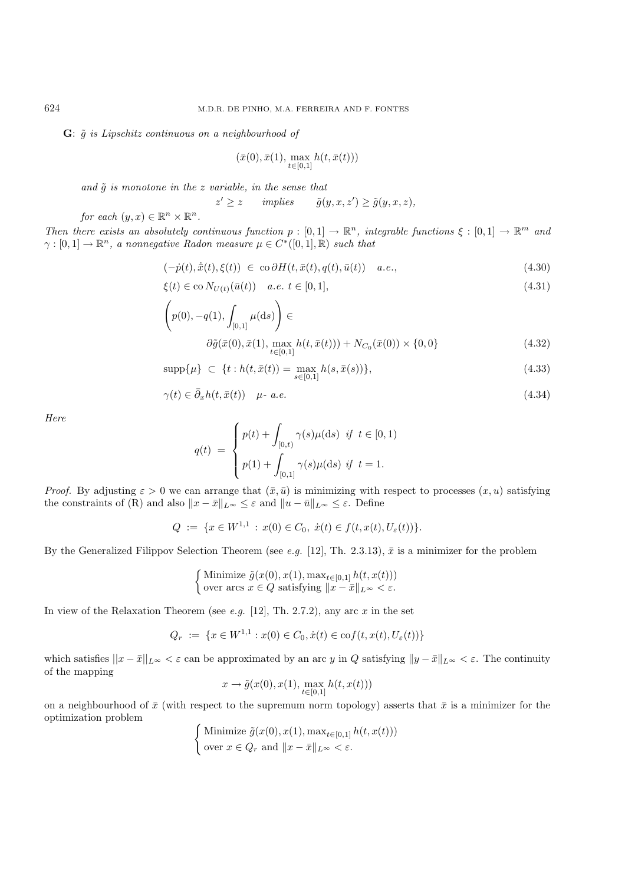**G**: *$\tilde{g}$ is Lipschitz continuous on a neighbourhood of*

$$(\bar{x}(0), \bar{x}(1), \max_{t\in[0,1]} h(t, \bar{x}(t)))$$

*and $\tilde{g}$ is monotone in the $z$ variable, in the sense that*

$$z' \geq z \qquad \text{implies} \qquad \tilde{g}(y, x, z') \geq \tilde{g}(y, x, z),$$

*for each $(y, x) \in \mathbb{R}^n \times \mathbb{R}^n$.*

*Then there exists an absolutely continuous function $p : [0,1] \to \mathbb{R}^n$, integrable functions $\xi : [0,1] \to \mathbb{R}^m$ and $\gamma : [0,1] \to \mathbb{R}^n$, a nonnegative Radon measure $\mu \in C^*([0,1], \mathbb{R})$ such that*

$$(-\dot{p}(t), \dot{\bar{x}}(t), \xi(t)) \in \operatorname{co} \partial H(t, \bar{x}(t), q(t), \bar{u}(t)) \quad a.e., \tag{4.30}$$

$$\xi(t) \in \operatorname{co} N_{U(t)}(\bar{u}(t)) \quad a.e.\ t \in [0,1], \tag{4.31}$$

$$\left(p(0), -q(1), \int_{[0,1]} \mu(\mathrm{d}s)\right) \in \partial\tilde{g}(\bar{x}(0), \bar{x}(1), \max_{t\in[0,1]} h(t, \bar{x}(t))) + N_{C_0}(\bar{x}(0)) \times \{0, 0\} \tag{4.32}$$

$$\operatorname{supp}\{\mu\} \subset \{t : h(t, \bar{x}(t)) = \max_{s\in[0,1]} h(s, \bar{x}(s))\}, \tag{4.33}$$

$$\gamma(t) \in \bar{\partial}_x h(t, \bar{x}(t)) \quad \mu\text{- } a.e. \tag{4.34}$$

*Here*

$$q(t) = \begin{cases} p(t) + \displaystyle\int_{[0,t)} \gamma(s)\mu(\mathrm{d}s) & \text{if } t \in [0,1) \\ p(1) + \displaystyle\int_{[0,1]} \gamma(s)\mu(\mathrm{d}s) & \text{if } t = 1. \end{cases}$$

*Proof.* By adjusting $\varepsilon > 0$ we can arrange that $(\bar{x}, \bar{u})$ is minimizing with respect to processes $(x, u)$ satisfying the constraints of (R) and also $\|x - \bar{x}\|_{L^\infty} \leq \varepsilon$ and $\|u - \bar{u}\|_{L^\infty} \leq \varepsilon$. Define

$$Q := \{x \in W^{1,1} : x(0) \in C_0,\ \dot{x}(t) \in f(t, x(t), U_\varepsilon(t))\}.$$

By the Generalized Filippov Selection Theorem (see *e.g.* [12], Th. 2.3.13), $\bar{x}$ is a minimizer for the problem

$$\begin{cases} \text{Minimize } \tilde{g}(x(0), x(1), \max_{t\in[0,1]} h(t, x(t))) \\ \text{over arcs } x \in Q \text{ satisfying } \|x - \bar{x}\|_{L^\infty} < \varepsilon. \end{cases}$$

In view of the Relaxation Theorem (see *e.g.* [12], Th. 2.7.2), any arc $x$ in the set

$$Q_r := \{x \in W^{1,1} : x(0) \in C_0, \dot{x}(t) \in \operatorname{co} f(t, x(t), U_\varepsilon(t))\}$$

which satisfies $\|x - \bar{x}\|_{L^\infty} < \varepsilon$ can be approximated by an arc $y$ in $Q$ satisfying $\|y - \bar{x}\|_{L^\infty} < \varepsilon$. The continuity of the mapping

$$x \to \tilde{g}(x(0), x(1), \max_{t\in[0,1]} h(t, x(t)))$$

on a neighbourhood of $\bar{x}$ (with respect to the supremum norm topology) asserts that $\bar{x}$ is a minimizer for the optimization problem

$$\begin{cases} \text{Minimize } \tilde{g}(x(0), x(1), \max_{t\in[0,1]} h(t, x(t))) \\ \text{over } x \in Q_r \text{ and } \|x - \bar{x}\|_{L^\infty} < \varepsilon. \end{cases}$$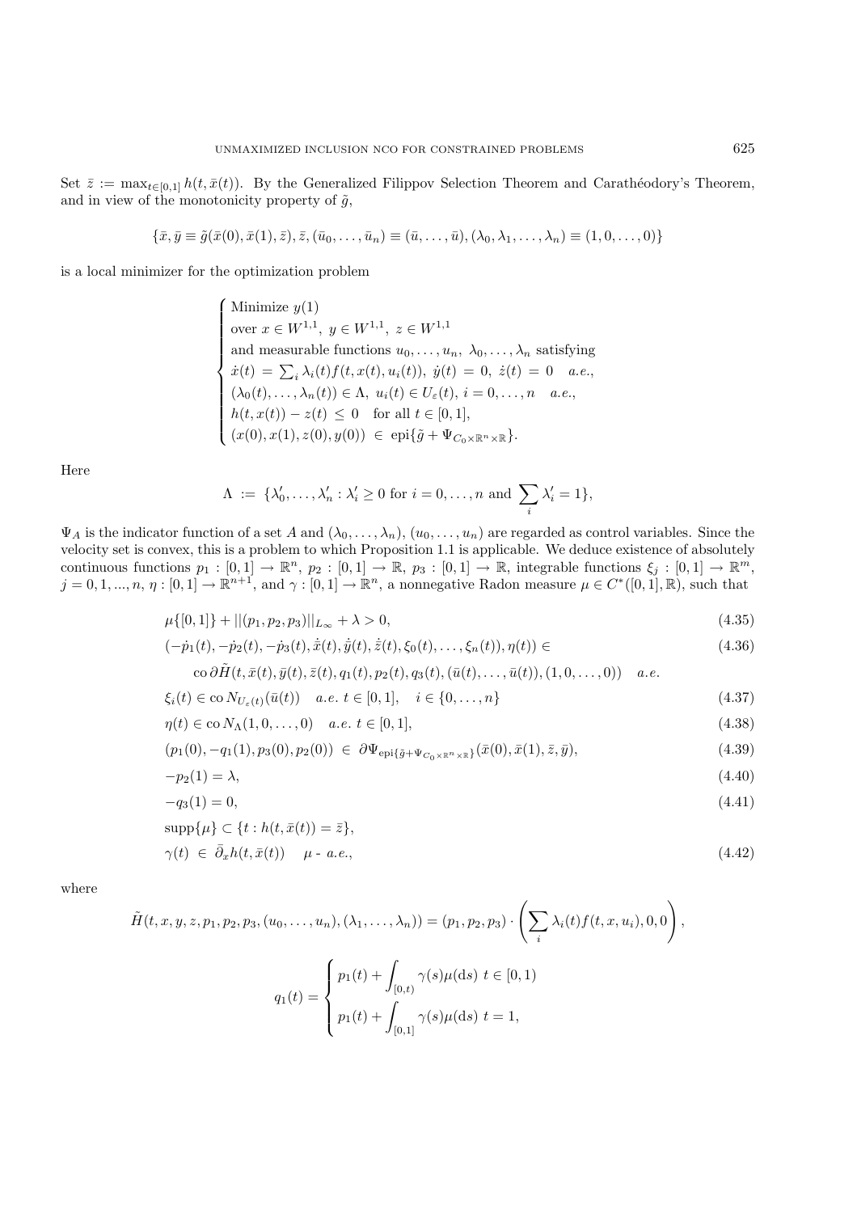Set $\bar{z} := \max_{t\in[0,1]} h(t, \bar{x}(t))$. By the Generalized Filippov Selection Theorem and Carathéodory's Theorem, and in view of the monotonicity property of $\tilde{g}$,

$$\{\bar{x}, \bar{y} \equiv \tilde{g}(\bar{x}(0), \bar{x}(1), \bar{z}), \bar{z}, (\bar{u}_0, \dots, \bar{u}_n) \equiv (\bar{u}, \dots, \bar{u}), (\lambda_0, \lambda_1, \dots, \lambda_n) \equiv (1, 0, \dots, 0)\}$$

is a local minimizer for the optimization problem

$$\begin{cases} \text{Minimize } y(1) \\ \text{over } x \in W^{1,1},\ y \in W^{1,1},\ z \in W^{1,1} \\ \text{and measurable functions } u_0, \dots, u_n,\ \lambda_0, \dots, \lambda_n \text{ satisfying} \\ \dot{x}(t) = \sum_i \lambda_i(t) f(t, x(t), u_i(t)),\ \dot{y}(t) = 0,\ \dot{z}(t) = 0 \quad a.e., \\ (\lambda_0(t), \dots, \lambda_n(t)) \in \Lambda,\ u_i(t) \in U_\varepsilon(t),\ i = 0, \dots, n \quad a.e., \\ h(t, x(t)) - z(t) \le 0 \quad \text{for all } t \in [0,1], \\ (x(0), x(1), z(0), y(0)) \in \operatorname{epi}\{\tilde{g} + \Psi_{C_0 \times \mathbb{R}^n \times \mathbb{R}}\}. \end{cases}$$

Here

$$\Lambda := \{\lambda'_0, \dots, \lambda'_n : \lambda'_i \ge 0 \text{ for } i = 0, \dots, n \text{ and } \sum_i \lambda'_i = 1\},$$

$\Psi_A$ is the indicator function of a set $A$ and $(\lambda_0, \dots, \lambda_n)$, $(u_0, \dots, u_n)$ are regarded as control variables. Since the velocity set is convex, this is a problem to which Proposition 1.1 is applicable. We deduce existence of absolutely continuous functions $p_1 : [0,1] \to \mathbb{R}^n$, $p_2 : [0,1] \to \mathbb{R}$, $p_3 : [0,1] \to \mathbb{R}$, integrable functions $\xi_j : [0,1] \to \mathbb{R}^m$, $j = 0, 1, ..., n$, $\eta : [0,1] \to \mathbb{R}^{n+1}$, and $\gamma : [0,1] \to \mathbb{R}^n$, a nonnegative Radon measure $\mu \in C^*([0,1], \mathbb{R})$, such that

$$\mu\{[0,1]\} + ||(p_1, p_2, p_3)||_{L_\infty} + \lambda > 0, \tag{4.35}$$

$$(-\dot{p}_1(t), -\dot{p}_2(t), -\dot{p}_3(t), \dot{\bar{x}}(t), \dot{\bar{y}}(t), \dot{\bar{z}}(t), \xi_0(t), \dots, \xi_n(t)), \eta(t)) \in \tag{4.36}$$
$$\operatorname{co} \partial \tilde{H}(t, \bar{x}(t), \bar{y}(t), \bar{z}(t), q_1(t), p_2(t), q_3(t), (\bar{u}(t), \dots, \bar{u}(t)), (1, 0, \dots, 0)) \quad a.e.$$

$$\xi_i(t) \in \operatorname{co} N_{U_\varepsilon(t)}(\bar{u}(t)) \quad a.e.\ t \in [0,1], \quad i \in \{0, \dots, n\} \tag{4.37}$$

$$\eta(t) \in \operatorname{co} N_\Lambda(1, 0, \dots, 0) \quad a.e.\ t \in [0,1], \tag{4.38}$$

$$(p_1(0), -q_1(1), p_3(0), p_2(0)) \in \partial \Psi_{\operatorname{epi}\{\tilde{g} + \Psi_{C_0 \times \mathbb{R}^n \times \mathbb{R}}\}}(\bar{x}(0), \bar{x}(1), \bar{z}, \bar{y}), \tag{4.39}$$

$$-p_2(1) = \lambda, \tag{4.40}$$

$$-q_3(1) = 0, \tag{4.41}$$

$$\operatorname{supp}\{\mu\} \subset \{t : h(t, \bar{x}(t)) = \bar{z}\},$$

$$\gamma(t) \in \bar{\partial}_x h(t, \bar{x}(t)) \quad \mu\text{ - } a.e., \tag{4.42}$$

where

$$\tilde{H}(t, x, y, z, p_1, p_2, p_3, (u_0, \dots, u_n), (\lambda_1, \dots, \lambda_n)) = (p_1, p_2, p_3) \cdot \left( \sum_i \lambda_i(t) f(t, x, u_i), 0, 0 \right),$$

$$q_1(t) = \begin{cases} p_1(t) + \displaystyle\int_{[0,t)} \gamma(s)\mu(\mathrm{d}s) & t \in [0,1) \\ p_1(t) + \displaystyle\int_{[0,1]} \gamma(s)\mu(\mathrm{d}s) & t = 1, \end{cases}$$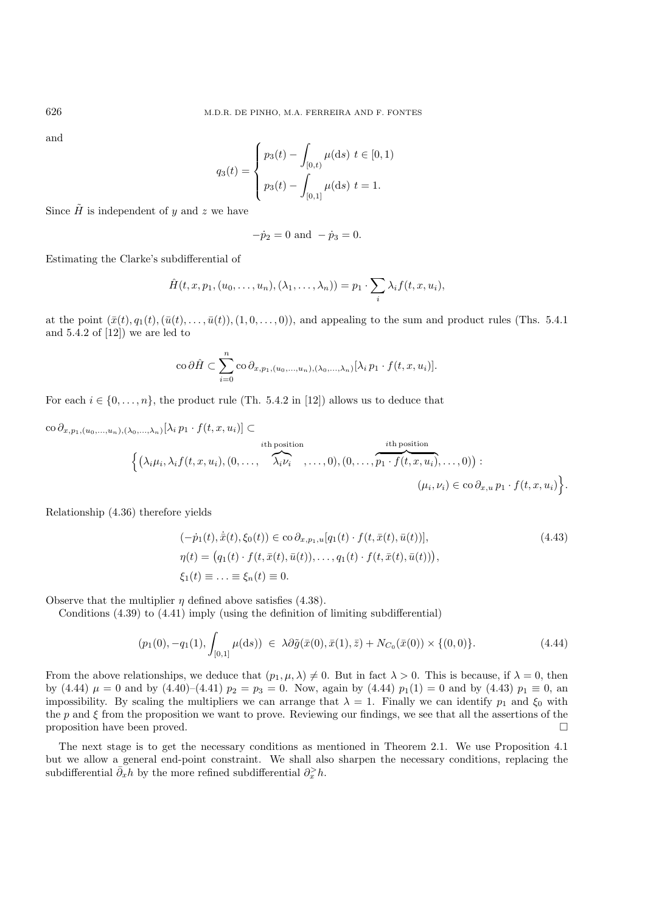and

$$q_3(t) = \begin{cases} p_3(t) - \displaystyle\int_{[0,t)} \mu(\mathrm{d}s) \;\; t \in [0,1) \\ p_3(t) - \displaystyle\int_{[0,1]} \mu(\mathrm{d}s) \;\; t = 1. \end{cases}$$

Since $\tilde{H}$ is independent of $y$ and $z$ we have

$$-\dot{p}_2 = 0 \text{ and } -\dot{p}_3 = 0.$$

Estimating the Clarke's subdifferential of

$$\hat{H}(t, x, p_1, (u_0, \ldots, u_n), (\lambda_1, \ldots, \lambda_n)) = p_1 \cdot \sum_i \lambda_i f(t, x, u_i),$$

at the point $(\bar{x}(t), q_1(t), (\bar{u}(t), \ldots, \bar{u}(t)), (1, 0, \ldots, 0))$, and appealing to the sum and product rules (Ths. 5.4.1 and 5.4.2 of [12]) we are led to

$$\operatorname{co} \partial \hat{H} \subset \sum_{i=0}^{n} \operatorname{co} \partial_{x, p_1, (u_0, \ldots, u_n), (\lambda_0, \ldots, \lambda_n)} [\lambda_i \, p_1 \cdot f(t, x, u_i)].$$

For each $i \in \{0, \ldots, n\}$, the product rule (Th. 5.4.2 in [12]) allows us to deduce that

$$\operatorname{co} \partial_{x, p_1, (u_0, \ldots, u_n), (\lambda_0, \ldots, \lambda_n)} [\lambda_i \, p_1 \cdot f(t, x, u_i)] \subset \Big\{ \big(\lambda_i \mu_i, \lambda_i f(t, x, u_i), (0, \ldots, \overbrace{\lambda_i \nu_i}^{i\text{th position}}, \ldots, 0), (0, \ldots, \overbrace{p_1 \cdot f(t, x, u_i)}^{i\text{th position}}, \ldots, 0)\big) : (\mu_i, \nu_i) \in \operatorname{co} \partial_{x,u} \, p_1 \cdot f(t, x, u_i) \Big\}.$$

Relationship (4.36) therefore yields

$$\begin{aligned} &(-\dot{p}_1(t), \dot{\bar{x}}(t), \xi_0(t)) \in \operatorname{co} \partial_{x, p_1, u} [q_1(t) \cdot f(t, \bar{x}(t), \bar{u}(t))], \\ &\eta(t) = \big(q_1(t) \cdot f(t, \bar{x}(t), \bar{u}(t)), \ldots, q_1(t) \cdot f(t, \bar{x}(t), \bar{u}(t))\big), \\ &\xi_1(t) \equiv \ldots \equiv \xi_n(t) \equiv 0. \end{aligned} \tag{4.43}$$

Observe that the multiplier $\eta$ defined above satisfies (4.38).

Conditions (4.39) to (4.41) imply (using the definition of limiting subdifferential)

$$(p_1(0), -q_1(1), \int_{[0,1]} \mu(\mathrm{d}s)) \; \in \; \lambda \partial \tilde{g}(\bar{x}(0), \bar{x}(1), \bar{z}) + N_{C_0}(\bar{x}(0)) \times \{(0,0)\}. \tag{4.44}$$

From the above relationships, we deduce that $(p_1, \mu, \lambda) \neq 0$. But in fact $\lambda > 0$. This is because, if $\lambda = 0$, then by (4.44) $\mu = 0$ and by (4.40)–(4.41) $p_2 = p_3 = 0$. Now, again by (4.44) $p_1(1) = 0$ and by (4.43) $p_1 \equiv 0$, an impossibility. By scaling the multipliers we can arrange that $\lambda = 1$. Finally we can identify $p_1$ and $\xi_0$ with the $p$ and $\xi$ from the proposition we want to prove. Reviewing our findings, we see that all the assertions of the proposition have been proved. □

The next stage is to get the necessary conditions as mentioned in Theorem 2.1. We use Proposition 4.1 but we allow a general end-point constraint. We shall also sharpen the necessary conditions, replacing the subdifferential $\bar{\partial}_x h$ by the more refined subdifferential $\partial_x^> h$.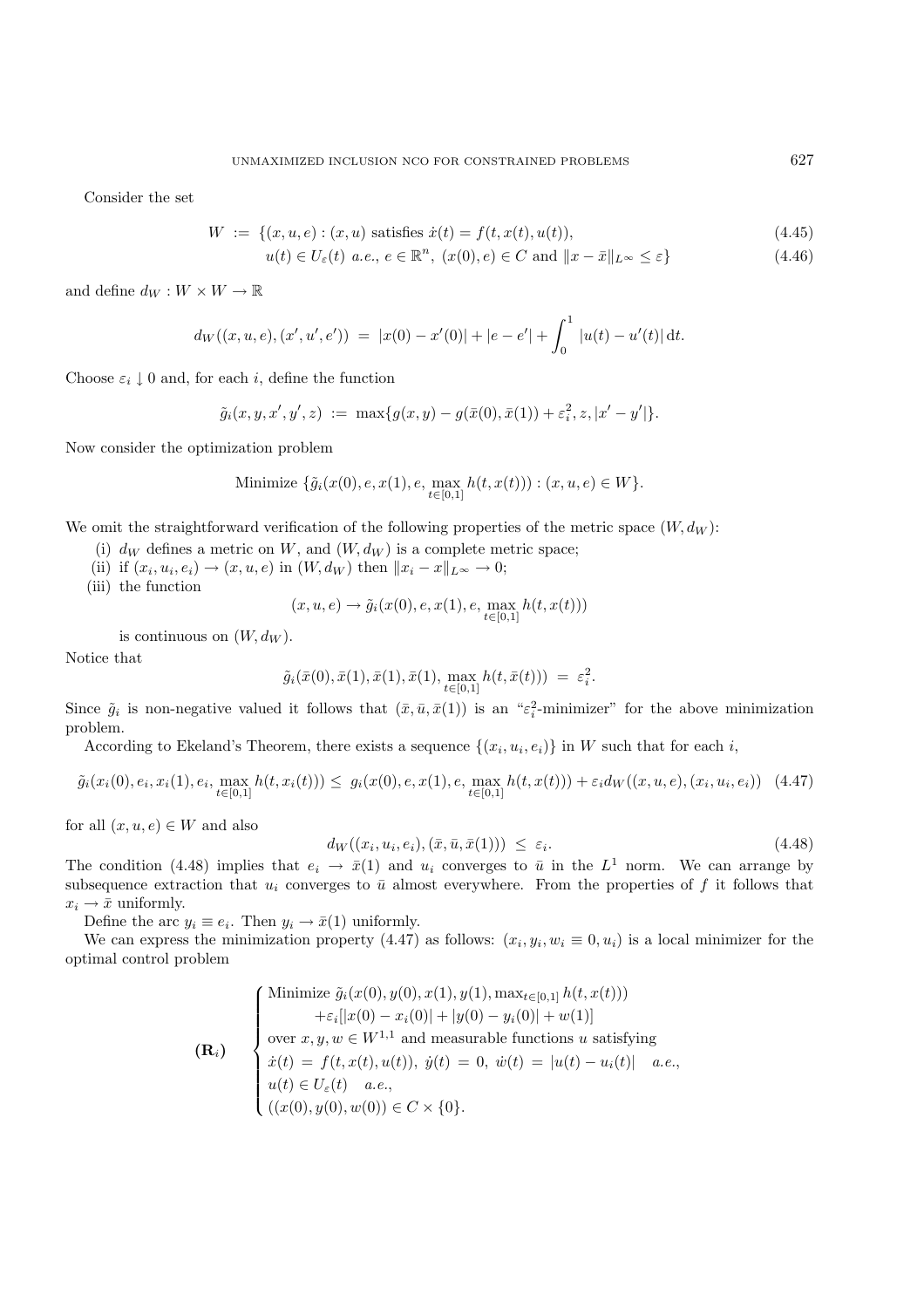Consider the set

$$W \;:=\; \{(x,u,e) : (x,u) \text{ satisfies } \dot{x}(t) = f(t,x(t),u(t)), \tag{4.45}$$

$$u(t) \in U_\varepsilon(t) \;\; a.e.,\; e \in \mathbb{R}^n,\; (x(0),e) \in C \text{ and } \|x - \bar{x}\|_{L^\infty} \leq \varepsilon\} \tag{4.46}$$

and define $d_W : W \times W \to \mathbb{R}$

$$d_W((x,u,e),(x',u',e')) \;=\; |x(0) - x'(0)| + |e - e'| + \int_0^1 |u(t) - u'(t)|\,\mathrm{d}t.$$

Choose $\varepsilon_i \downarrow 0$ and, for each $i$, define the function

$$\tilde{g}_i(x,y,x',y',z) \;:=\; \max\{g(x,y) - g(\bar{x}(0),\bar{x}(1)) + \varepsilon_i^2, z, |x' - y'|\}.$$

Now consider the optimization problem

$$\text{Minimize } \{\tilde{g}_i(x(0), e, x(1), e, \max_{t\in[0,1]} h(t,x(t))) : (x,u,e) \in W\}.$$

We omit the straightforward verification of the following properties of the metric space $(W, d_W)$:

(i) $d_W$ defines a metric on $W$, and $(W, d_W)$ is a complete metric space;

(ii) if $(x_i, u_i, e_i) \to (x,u,e)$ in $(W, d_W)$ then $\|x_i - x\|_{L^\infty} \to 0$;

(iii) the function

$$(x,u,e) \to \tilde{g}_i(x(0), e, x(1), e, \max_{t\in[0,1]} h(t,x(t)))$$

is continuous on $(W, d_W)$.

Notice that

$$\tilde{g}_i(\bar{x}(0), \bar{x}(1), \bar{x}(1), \bar{x}(1), \max_{t\in[0,1]} h(t,\bar{x}(t))) \;=\; \varepsilon_i^2.$$

Since $\tilde{g}_i$ is non-negative valued it follows that $(\bar{x}, \bar{u}, \bar{x}(1))$ is an "$\varepsilon_i^2$-minimizer" for the above minimization problem.

According to Ekeland's Theorem, there exists a sequence $\{(x_i, u_i, e_i)\}$ in $W$ such that for each $i$,

$$\tilde{g}_i(x_i(0), e_i, x_i(1), e_i, \max_{t\in[0,1]} h(t,x_i(t))) \leq\; g_i(x(0), e, x(1), e, \max_{t\in[0,1]} h(t,x(t))) + \varepsilon_i d_W((x,u,e),(x_i,u_i,e_i)) \tag{4.47}$$

for all $(x,u,e) \in W$ and also

$$d_W((x_i,u_i,e_i),(\bar{x},\bar{u},\bar{x}(1))) \;\leq\; \varepsilon_i. \tag{4.48}$$

The condition (4.48) implies that $e_i \to \bar{x}(1)$ and $u_i$ converges to $\bar{u}$ in the $L^1$ norm. We can arrange by subsequence extraction that $u_i$ converges to $\bar{u}$ almost everywhere. From the properties of $f$ it follows that $x_i \to \bar{x}$ uniformly.

Define the arc $y_i \equiv e_i$. Then $y_i \to \bar{x}(1)$ uniformly.

We can express the minimization property (4.47) as follows: $(x_i, y_i, w_i \equiv 0, u_i)$ is a local minimizer for the optimal control problem

$$(\mathbf{R}_i) \qquad \begin{cases} \text{Minimize } \tilde{g}_i(x(0), y(0), x(1), y(1), \max_{t\in[0,1]} h(t,x(t))) \\ \qquad\quad +\varepsilon_i[|x(0) - x_i(0)| + |y(0) - y_i(0)| + w(1)] \\ \text{over } x, y, w \in W^{1,1} \text{ and measurable functions } u \text{ satisfying} \\ \dot{x}(t) \;=\; f(t,x(t),u(t)),\; \dot{y}(t) \;=\; 0,\; \dot{w}(t) \;=\; |u(t) - u_i(t)| \quad a.e., \\ u(t) \in U_\varepsilon(t) \quad a.e., \\ ((x(0), y(0), w(0)) \in C \times \{0\}. \end{cases}$$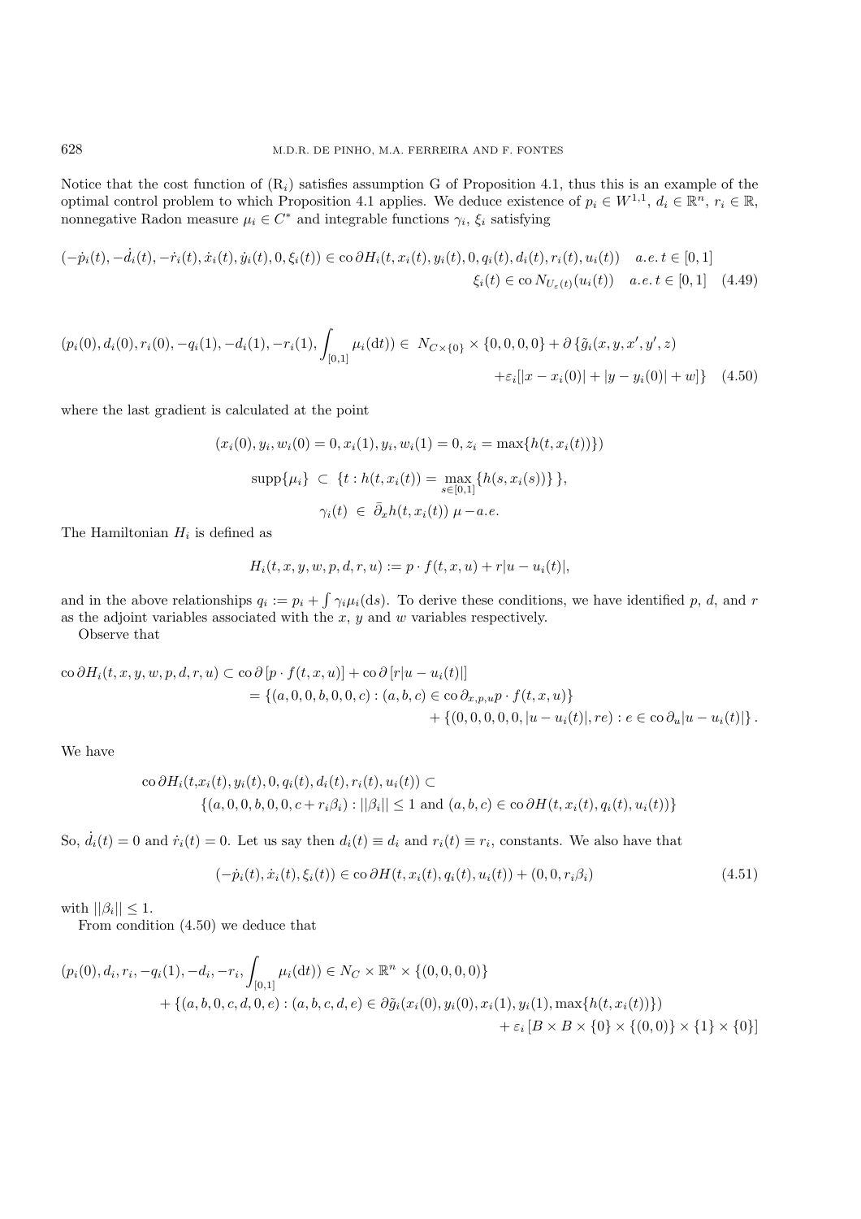Notice that the cost function of ($R_i$) satisfies assumption G of Proposition 4.1, thus this is an example of the optimal control problem to which Proposition 4.1 applies. We deduce existence of $p_i \in W^{1,1}$, $d_i \in \mathbb{R}^n$, $r_i \in \mathbb{R}$, nonnegative Radon measure $\mu_i \in C^*$ and integrable functions $\gamma_i$, $\xi_i$ satisfying

$$(-\dot{p}_i(t), -\dot{d}_i(t), -\dot{r}_i(t), \dot{x}_i(t), \dot{y}_i(t), 0, \xi_i(t)) \in \operatorname{co} \partial H_i(t, x_i(t), y_i(t), 0, q_i(t), d_i(t), r_i(t), u_i(t)) \quad a.e.\ t \in [0,1]$$
$$\xi_i(t) \in \operatorname{co} N_{U_\varepsilon(t)}(u_i(t)) \quad a.e.\ t \in [0,1] \quad (4.49)$$

$$(p_i(0), d_i(0), r_i(0), -q_i(1), -d_i(1), -r_i(1), \int_{[0,1]} \mu_i(\mathrm{d}t)) \in \ N_{C\times\{0\}} \times \{0,0,0,0\} + \partial\,\{\tilde{g}_i(x, y, x', y', z)$$
$$+\varepsilon_i[|x - x_i(0)| + |y - y_i(0)| + w]\} \quad (4.50)$$

where the last gradient is calculated at the point

$$(x_i(0), y_i, w_i(0) = 0, x_i(1), y_i, w_i(1) = 0, z_i = \max\{h(t, x_i(t))\})$$

$$\operatorname{supp}\{\mu_i\} \ \subset \ \{t : h(t, x_i(t)) = \max_{s\in[0,1]}\{h(s, x_i(s))\}\},$$

$$\gamma_i(t) \ \in \ \bar{\partial}_x h(t, x_i(t)) \ \mu - a.e.$$

The Hamiltonian $H_i$ is defined as

$$H_i(t, x, y, w, p, d, r, u) := p \cdot f(t, x, u) + r|u - u_i(t)|,$$

and in the above relationships $q_i := p_i + \int \gamma_i \mu_i(\mathrm{d}s)$. To derive these conditions, we have identified $p$, $d$, and $r$ as the adjoint variables associated with the $x$, $y$ and $w$ variables respectively.

Observe that

$$\begin{aligned}\operatorname{co} \partial H_i(t, x, y, w, p, d, r, u) &\subset \operatorname{co} \partial\,[p \cdot f(t, x, u)] + \operatorname{co} \partial\,[r|u - u_i(t)|] \\ &= \{(a, 0, 0, b, 0, 0, c) : (a, b, c) \in \operatorname{co} \partial_{x,p,u} p \cdot f(t, x, u)\} \\ &\qquad + \{(0, 0, 0, 0, 0, |u - u_i(t)|, re) : e \in \operatorname{co} \partial_u |u - u_i(t)|\}.\end{aligned}$$

We have

$$\operatorname{co} \partial H_i(t, x_i(t), y_i(t), 0, q_i(t), d_i(t), r_i(t), u_i(t)) \subset$$
$$\{(a, 0, 0, b, 0, 0, c + r_i\beta_i) : ||\beta_i|| \leq 1 \text{ and } (a, b, c) \in \operatorname{co} \partial H(t, x_i(t), q_i(t), u_i(t))\}$$

So, $\dot{d}_i(t) = 0$ and $\dot{r}_i(t) = 0$. Let us say then $d_i(t) \equiv d_i$ and $r_i(t) \equiv r_i$, constants. We also have that

$$(-\dot{p}_i(t), \dot{x}_i(t), \xi_i(t)) \in \operatorname{co} \partial H(t, x_i(t), q_i(t), u_i(t)) + (0, 0, r_i\beta_i) \quad (4.51)$$

with $||\beta_i|| \leq 1$.

From condition (4.50) we deduce that

$$(p_i(0), d_i, r_i, -q_i(1), -d_i, -r_i, \int_{[0,1]} \mu_i(\mathrm{d}t)) \in N_C \times \mathbb{R}^n \times \{(0, 0, 0, 0)\}$$
$$+ \{(a, b, 0, c, d, 0, e) : (a, b, c, d, e) \in \partial\tilde{g}_i(x_i(0), y_i(0), x_i(1), y_i(1), \max\{h(t, x_i(t))\})$$
$$+ \varepsilon_i\,[B \times B \times \{0\} \times \{(0, 0)\} \times \{1\} \times \{0\}]$$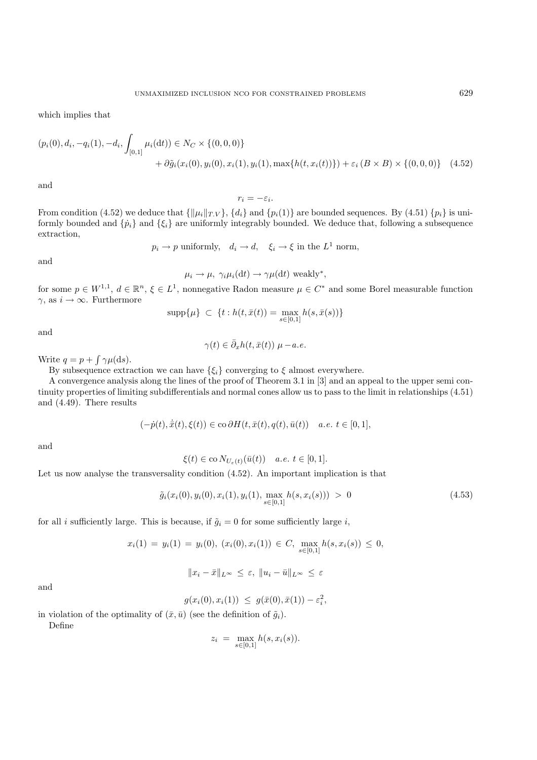which implies that

$$
(p_i(0), d_i, -q_i(1), -d_i, \int_{[0,1]} \mu_i(\mathrm{d}t)) \in N_C \times \{(0,0,0)\}
$$
$$
+ \partial \tilde{g}_i(x_i(0), y_i(0), x_i(1), y_i(1), \max\{h(t, x_i(t))\}) + \varepsilon_i \,(B \times B) \times \{(0,0,0)\} \quad (4.52)
$$

and

$$
r_i = -\varepsilon_i.
$$

From condition (4.52) we deduce that $\{\|\mu_i\|_{T.V}\}$, $\{d_i\}$ and $\{p_i(1)\}$ are bounded sequences. By (4.51) $\{p_i\}$ is uniformly bounded and $\{\dot{p}_i\}$ and $\{\xi_i\}$ are uniformly integrably bounded. We deduce that, following a subsequence extraction,

$$
p_i \to p \text{ uniformly}, \quad d_i \to d, \quad \xi_i \to \xi \text{ in the } L^1 \text{ norm},
$$

and

$$
\mu_i \to \mu, \; \gamma_i \mu_i(\mathrm{d}t) \to \gamma \mu(\mathrm{d}t) \text{ weakly}^*,
$$

for some $p \in W^{1,1}$, $d \in \mathbb{R}^n$, $\xi \in L^1$, nonnegative Radon measure $\mu \in C^*$ and some Borel measurable function $\gamma$, as $i \to \infty$. Furthermore

$$
\mathrm{supp}\{\mu\} \;\subset\; \{t : h(t, \bar{x}(t)) = \max_{s \in [0,1]} h(s, \bar{x}(s))\}
$$

and

$$
\gamma(t) \in \bar{\partial}_x h(t, \bar{x}(t)) \; \mu - a.e.
$$

Write $q = p + \int \gamma \mu(\mathrm{d}s)$.

By subsequence extraction we can have $\{\xi_i\}$ converging to $\xi$ almost everywhere.

A convergence analysis along the lines of the proof of Theorem 3.1 in [3] and an appeal to the upper semi continuity properties of limiting subdifferentials and normal cones allow us to pass to the limit in relationships (4.51) and (4.49). There results

$$
(-\dot{p}(t), \dot{\bar{x}}(t), \xi(t)) \in \mathrm{co}\, \partial H(t, \bar{x}(t), q(t), \bar{u}(t)) \quad a.e.\ t \in [0,1],
$$

and

$$
\xi(t) \in \mathrm{co}\, N_{U_\varepsilon(t)}(\bar{u}(t)) \quad a.e.\ t \in [0,1].
$$

Let us now analyse the transversality condition (4.52). An important implication is that

$$
\tilde{g}_i(x_i(0), y_i(0), x_i(1), y_i(1), \max_{s \in [0,1]} h(s, x_i(s))) \;>\; 0 \quad (4.53)
$$

for all $i$ sufficiently large. This is because, if $\tilde{g}_i = 0$ for some sufficiently large $i$,

$$
x_i(1) \;=\; y_i(1) \;=\; y_i(0), \; (x_i(0), x_i(1)) \;\in\; C, \; \max_{s \in [0,1]} h(s, x_i(s)) \;\leq\; 0,
$$

$$
\|x_i - \bar{x}\|_{L^\infty} \;\leq\; \varepsilon, \; \|u_i - \bar{u}\|_{L^\infty} \;\leq\; \varepsilon
$$

and

$$
g(x_i(0), x_i(1)) \;\leq\; g(\bar{x}(0), \bar{x}(1)) - \varepsilon_i^2,
$$

in violation of the optimality of $(\bar{x}, \bar{u})$ (see the definition of $\tilde{g}_i$).

Define

$$
z_i \;=\; \max_{s \in [0,1]} h(s, x_i(s)).
$$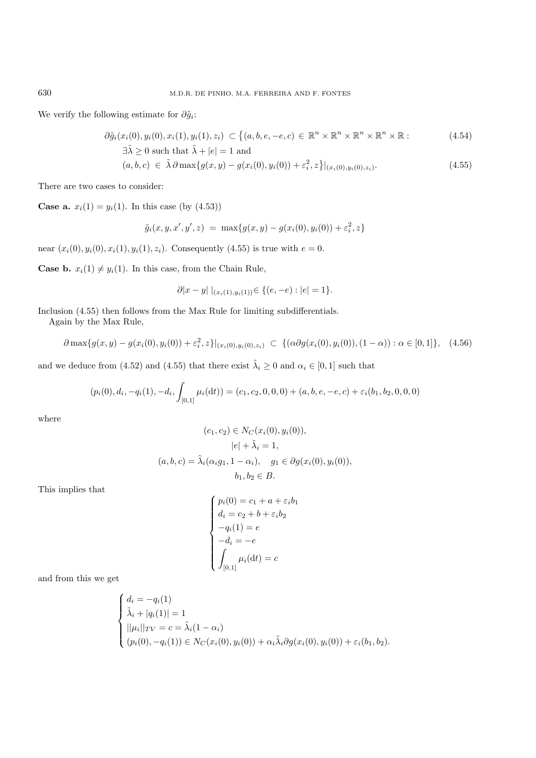We verify the following estimate for $\partial \tilde{g}_i$:

$$
\begin{aligned}
\partial \tilde{g}_i(x_i(0), y_i(0), x_i(1), y_i(1), z_i) \; \subset \big\{ &(a, b, e, -e, c) \in \mathbb{R}^n \times \mathbb{R}^n \times \mathbb{R}^n \times \mathbb{R}^n \times \mathbb{R} : \qquad (4.54) \\
&\exists \tilde{\lambda} \geq 0 \text{ such that } \tilde{\lambda} + |e| = 1 \text{ and} \\
&(a, b, c) \in \tilde{\lambda}\, \partial \max\{g(x, y) - g(x_i(0), y_i(0)) + \varepsilon_i^2, z\}|_{(x_i(0), y_i(0), z_i)}. \qquad (4.55)
\end{aligned}
$$

There are two cases to consider:

**Case a.** $x_i(1) = y_i(1)$. In this case (by (4.53))

$$
\tilde{g}_i(x, y, x', y', z) \;=\; \max\{g(x, y) - g(x_i(0), y_i(0)) + \varepsilon_i^2, z\}
$$

near $(x_i(0), y_i(0), x_i(1), y_i(1), z_i)$. Consequently (4.55) is true with $e = 0$.

**Case b.** $x_i(1) \neq y_i(1)$. In this case, from the Chain Rule,

$$
\partial |x - y| \; |_{(x_i(1), y_i(1))} \in \{(e, -e) : |e| = 1\}.
$$

Inclusion (4.55) then follows from the Max Rule for limiting subdifferentials.

Again by the Max Rule,

$$
\partial \max\{g(x, y) - g(x_i(0), y_i(0)) + \varepsilon_i^2, z\}|_{(x_i(0), y_i(0), z_i)} \; \subset \; \{(\alpha \partial g(x_i(0), y_i(0)), (1 - \alpha)) : \alpha \in [0, 1]\}, \quad (4.56)
$$

and we deduce from (4.52) and (4.55) that there exist $\tilde{\lambda}_i \geq 0$ and $\alpha_i \in [0, 1]$ such that

$$
(p_i(0), d_i, -q_i(1), -d_i, \int_{[0,1]} \mu_i(\mathrm{d}t)) = (c_1, c_2, 0, 0, 0) + (a, b, e, -e, c) + \varepsilon_i(b_1, b_2, 0, 0, 0)
$$

where

$$
\begin{gathered}
(c_1, c_2) \in N_C(x_i(0), y_i(0)), \\
|e| + \tilde{\lambda}_i = 1, \\
(a, b, c) = \tilde{\lambda}_i(\alpha_i g_1, 1 - \alpha_i), \quad g_1 \in \partial g(x_i(0), y_i(0)), \\
b_1, b_2 \in B.
\end{gathered}
$$

This implies that

$$
\begin{cases}
p_i(0) = c_1 + a + \varepsilon_i b_1 \\
d_i = c_2 + b + \varepsilon_i b_2 \\
-q_i(1) = e \\
-d_i = -e \\
\displaystyle\int_{[0,1]} \mu_i(\mathrm{d}t) = c
\end{cases}
$$

and from this we get

$$
\begin{cases}
d_i = -q_i(1) \\
\tilde{\lambda}_i + |q_i(1)| = 1 \\
||\mu_i||_{TV} = c = \tilde{\lambda}_i(1 - \alpha_i) \\
(p_i(0), -q_i(1)) \in N_C(x_i(0), y_i(0)) + \alpha_i \tilde{\lambda}_i \partial g(x_i(0), y_i(0)) + \varepsilon_i(b_1, b_2).
\end{cases}
$$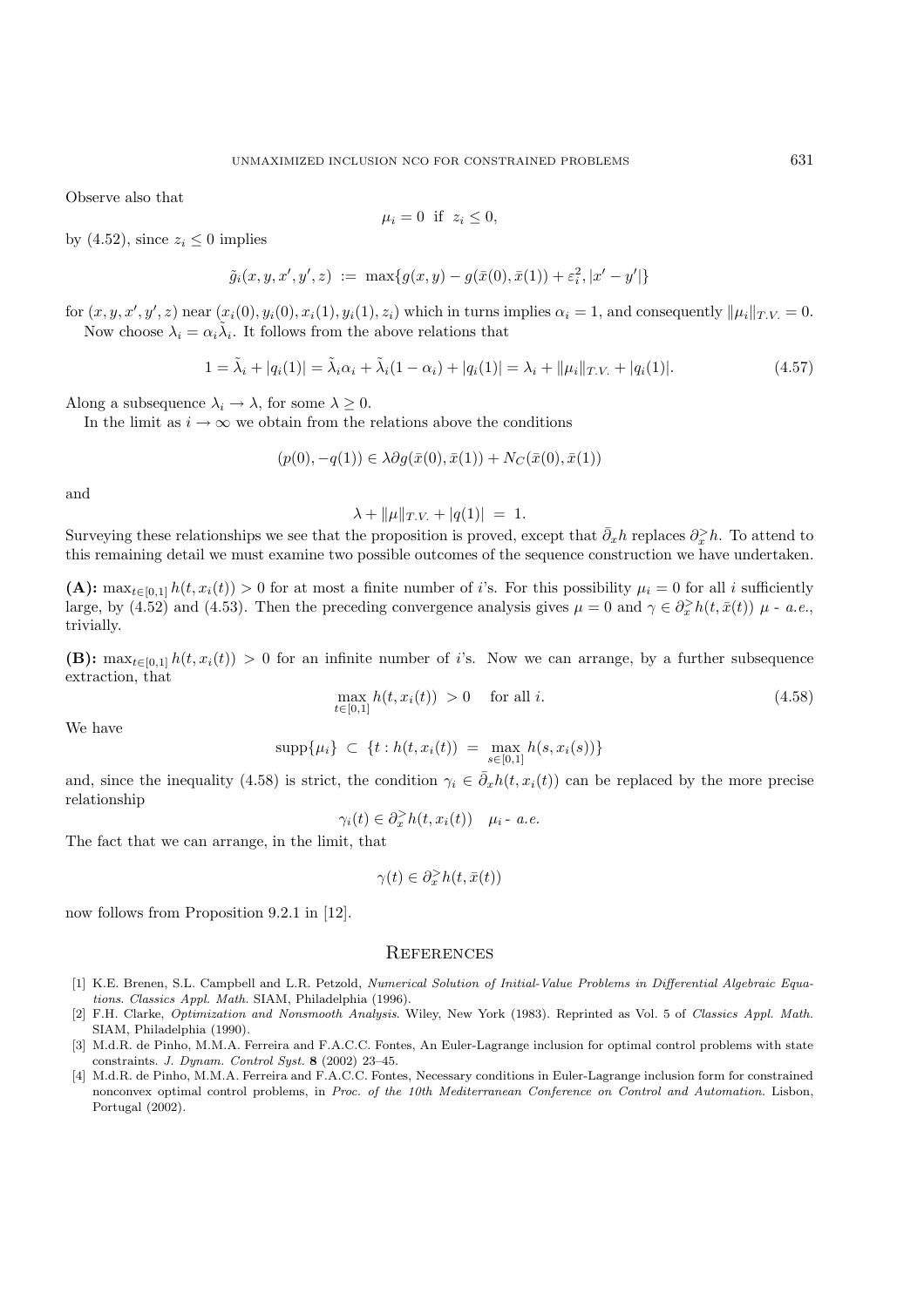Observe also that

$$\mu_i = 0 \ \text{ if } \ z_i \leq 0,$$

by (4.52), since $z_i \leq 0$ implies

$$\tilde{g}_i(x, y, x', y', z) \ := \ \max\{g(x, y) - g(\bar{x}(0), \bar{x}(1)) + \varepsilon_i^2, |x' - y'|\}$$

for $(x, y, x', y', z)$ near $(x_i(0), y_i(0), x_i(1), y_i(1), z_i)$ which in turns implies $\alpha_i = 1$, and consequently $\|\mu_i\|_{T.V.} = 0$.

Now choose $\lambda_i = \alpha_i \tilde{\lambda}_i$. It follows from the above relations that

$$1 = \tilde{\lambda}_i + |q_i(1)| = \tilde{\lambda}_i \alpha_i + \tilde{\lambda}_i (1 - \alpha_i) + |q_i(1)| = \lambda_i + \|\mu_i\|_{T.V.} + |q_i(1)|. \tag{4.57}$$

Along a subsequence $\lambda_i \to \lambda$, for some $\lambda \geq 0$.

In the limit as $i \to \infty$ we obtain from the relations above the conditions

$$(p(0), -q(1)) \in \lambda \partial g(\bar{x}(0), \bar{x}(1)) + N_C(\bar{x}(0), \bar{x}(1))$$

and

$$\lambda + \|\mu\|_{T.V.} + |q(1)| \ = \ 1.$$

Surveying these relationships we see that the proposition is proved, except that $\bar{\partial}_x h$ replaces $\partial_x^> h$. To attend to this remaining detail we must examine two possible outcomes of the sequence construction we have undertaken.

**(A):** $\max_{t \in [0,1]} h(t, x_i(t)) > 0$ for at most a finite number of $i$'s. For this possibility $\mu_i = 0$ for all $i$ sufficiently large, by (4.52) and (4.53). Then the preceding convergence analysis gives $\mu = 0$ and $\gamma \in \partial_x^> h(t, \bar{x}(t))$ $\mu$ - *a.e.*, trivially.

**(B):** $\max_{t \in [0,1]} h(t, x_i(t)) > 0$ for an infinite number of $i$'s. Now we can arrange, by a further subsequence extraction, that

$$\max_{t \in [0,1]} h(t, x_i(t)) \ > 0 \quad \text{ for all } i. \tag{4.58}$$

We have

$$\text{supp}\{\mu_i\} \ \subset \ \{t : h(t, x_i(t)) \ = \ \max_{s \in [0,1]} h(s, x_i(s))\}$$

and, since the inequality (4.58) is strict, the condition $\gamma_i \in \bar{\partial}_x h(t, x_i(t))$ can be replaced by the more precise relationship

$$\gamma_i(t) \in \partial_x^> h(t, x_i(t)) \quad \mu_i \text{ - } a.e.$$

The fact that we can arrange, in the limit, that

$$\gamma(t) \in \partial_x^> h(t, \bar{x}(t))$$

now follows from Proposition 9.2.1 in [12].

## References

[1] K.E. Brenen, S.L. Campbell and L.R. Petzold, *Numerical Solution of Initial-Value Problems in Differential Algebraic Equations. Classics Appl. Math.* SIAM, Philadelphia (1996).

[2] F.H. Clarke, *Optimization and Nonsmooth Analysis*. Wiley, New York (1983). Reprinted as Vol. 5 of *Classics Appl. Math.* SIAM, Philadelphia (1990).

[3] M.d.R. de Pinho, M.M.A. Ferreira and F.A.C.C. Fontes, An Euler-Lagrange inclusion for optimal control problems with state constraints. *J. Dynam. Control Syst.* **8** (2002) 23–45.

[4] M.d.R. de Pinho, M.M.A. Ferreira and F.A.C.C. Fontes, Necessary conditions in Euler-Lagrange inclusion form for constrained nonconvex optimal control problems, in *Proc. of the 10th Mediterranean Conference on Control and Automation*. Lisbon, Portugal (2002).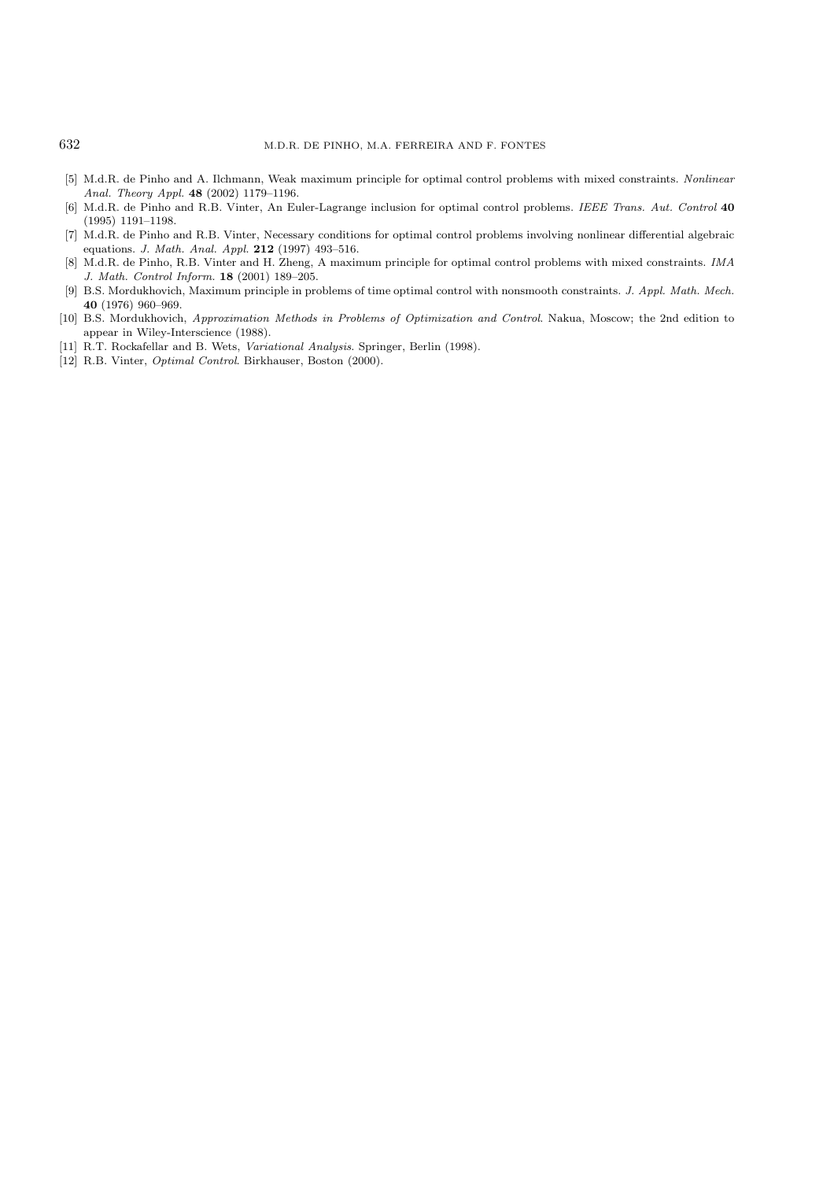[5] M.d.R. de Pinho and A. Ilchmann, Weak maximum principle for optimal control problems with mixed constraints. *Nonlinear Anal. Theory Appl.* **48** (2002) 1179–1196.

[6] M.d.R. de Pinho and R.B. Vinter, An Euler-Lagrange inclusion for optimal control problems. *IEEE Trans. Aut. Control* **40** (1995) 1191–1198.

[7] M.d.R. de Pinho and R.B. Vinter, Necessary conditions for optimal control problems involving nonlinear differential algebraic equations. *J. Math. Anal. Appl.* **212** (1997) 493–516.

[8] M.d.R. de Pinho, R.B. Vinter and H. Zheng, A maximum principle for optimal control problems with mixed constraints. *IMA J. Math. Control Inform.* **18** (2001) 189–205.

[9] B.S. Mordukhovich, Maximum principle in problems of time optimal control with nonsmooth constraints. *J. Appl. Math. Mech.* **40** (1976) 960–969.

[10] B.S. Mordukhovich, *Approximation Methods in Problems of Optimization and Control*. Nakua, Moscow; the 2nd edition to appear in Wiley-Interscience (1988).

[11] R.T. Rockafellar and B. Wets, *Variational Analysis*. Springer, Berlin (1998).

[12] R.B. Vinter, *Optimal Control*. Birkhauser, Boston (2000).